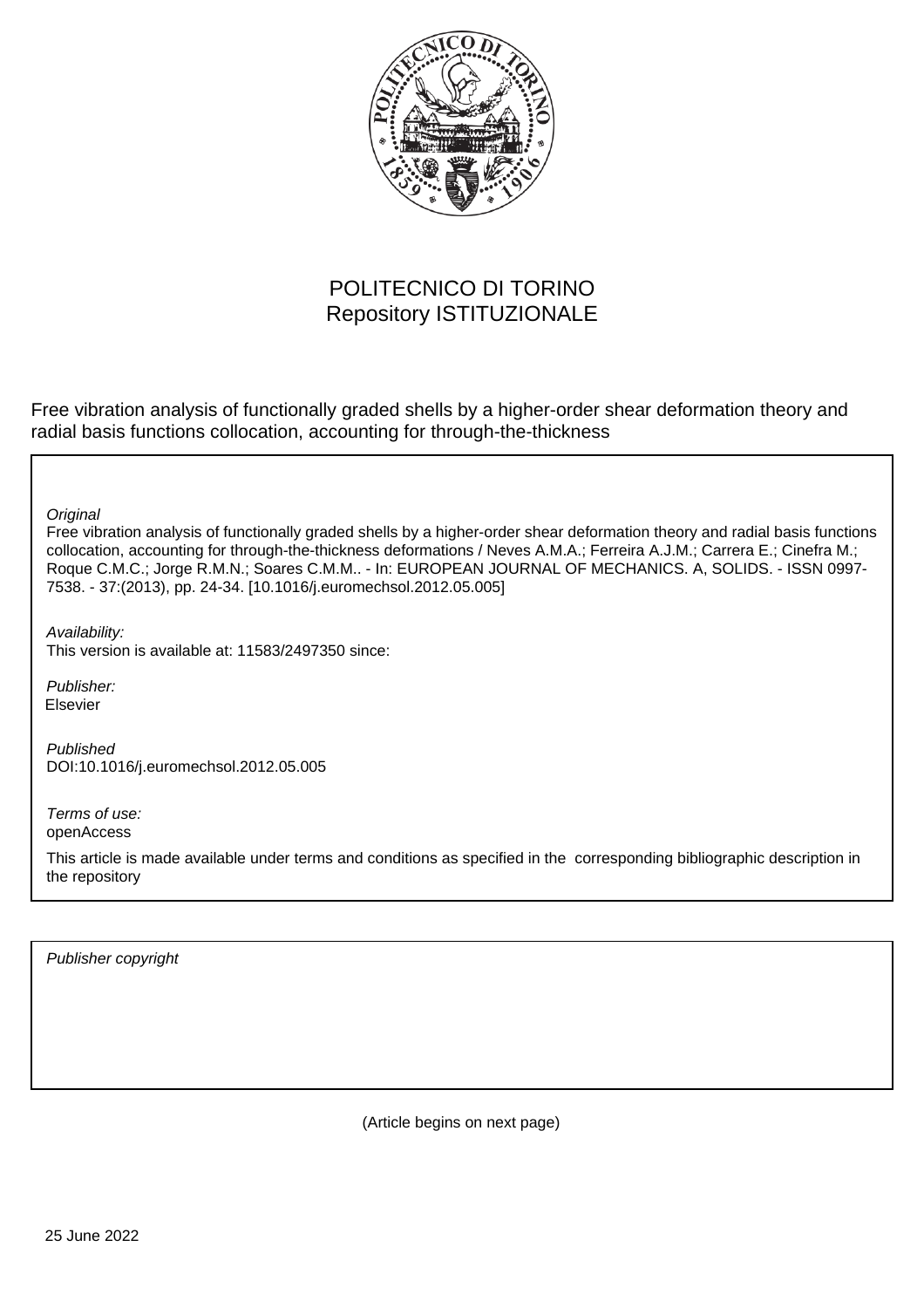POLITECNICO DI TORINO
Repository ISTITUZIONALE

Free vibration analysis of functionally graded shells by a higher-order shear deformation theory and radial basis functions collocation, accounting for through-the-thickness

*Original*
Free vibration analysis of functionally graded shells by a higher-order shear deformation theory and radial basis functions collocation, accounting for through-the-thickness deformations / Neves A.M.A.; Ferreira A.J.M.; Carrera E.; Cinefra M.; Roque C.M.C.; Jorge R.M.N.; Soares C.M.M.. - In: EUROPEAN JOURNAL OF MECHANICS. A, SOLIDS. - ISSN 0997-7538. - 37:(2013), pp. 24-34. [10.1016/j.euromechsol.2012.05.005]

*Availability:*
This version is available at: 11583/2497350 since:

*Publisher:*
Elsevier

*Published*
DOI:10.1016/j.euromechsol.2012.05.005

*Terms of use:*
openAccess

This article is made available under terms and conditions as specified in the corresponding bibliographic description in the repository

*Publisher copyright*

(Article begins on next page)

25 June 2022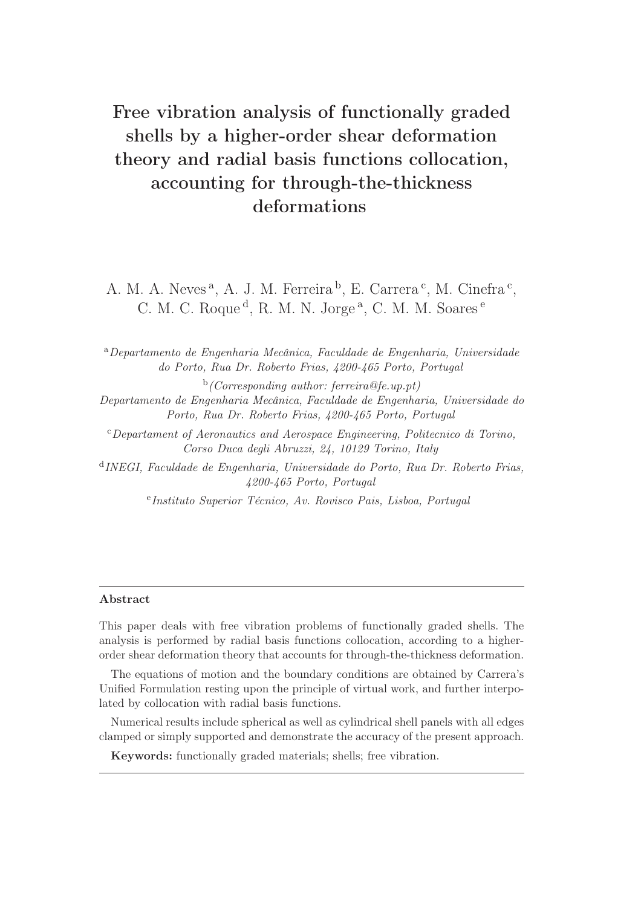# Free vibration analysis of functionally graded shells by a higher-order shear deformation theory and radial basis functions collocation, accounting for through-the-thickness deformations

A. M. A. Neves [a], A. J. M. Ferreira [b], E. Carrera [c], M. Cinefra [c], C. M. C. Roque [d], R. M. N. Jorge [a], C. M. M. Soares [e]

[a] *Departamento de Engenharia Mecânica, Faculdade de Engenharia, Universidade do Porto, Rua Dr. Roberto Frias, 4200-465 Porto, Portugal*

[b] *(Corresponding author: ferreira@fe.up.pt)*
*Departamento de Engenharia Mecânica, Faculdade de Engenharia, Universidade do Porto, Rua Dr. Roberto Frias, 4200-465 Porto, Portugal*

[c] *Departament of Aeronautics and Aerospace Engineering, Politecnico di Torino, Corso Duca degli Abruzzi, 24, 10129 Torino, Italy*

[d] *INEGI, Faculdade de Engenharia, Universidade do Porto, Rua Dr. Roberto Frias, 4200-465 Porto, Portugal*

[e] *Instituto Superior Técnico, Av. Rovisco Pais, Lisboa, Portugal*

---

**Abstract**

This paper deals with free vibration problems of functionally graded shells. The analysis is performed by radial basis functions collocation, according to a higher-order shear deformation theory that accounts for through-the-thickness deformation.

The equations of motion and the boundary conditions are obtained by Carrera's Unified Formulation resting upon the principle of virtual work, and further interpolated by collocation with radial basis functions.

Numerical results include spherical as well as cylindrical shell panels with all edges clamped or simply supported and demonstrate the accuracy of the present approach.

**Keywords:** functionally graded materials; shells; free vibration.

---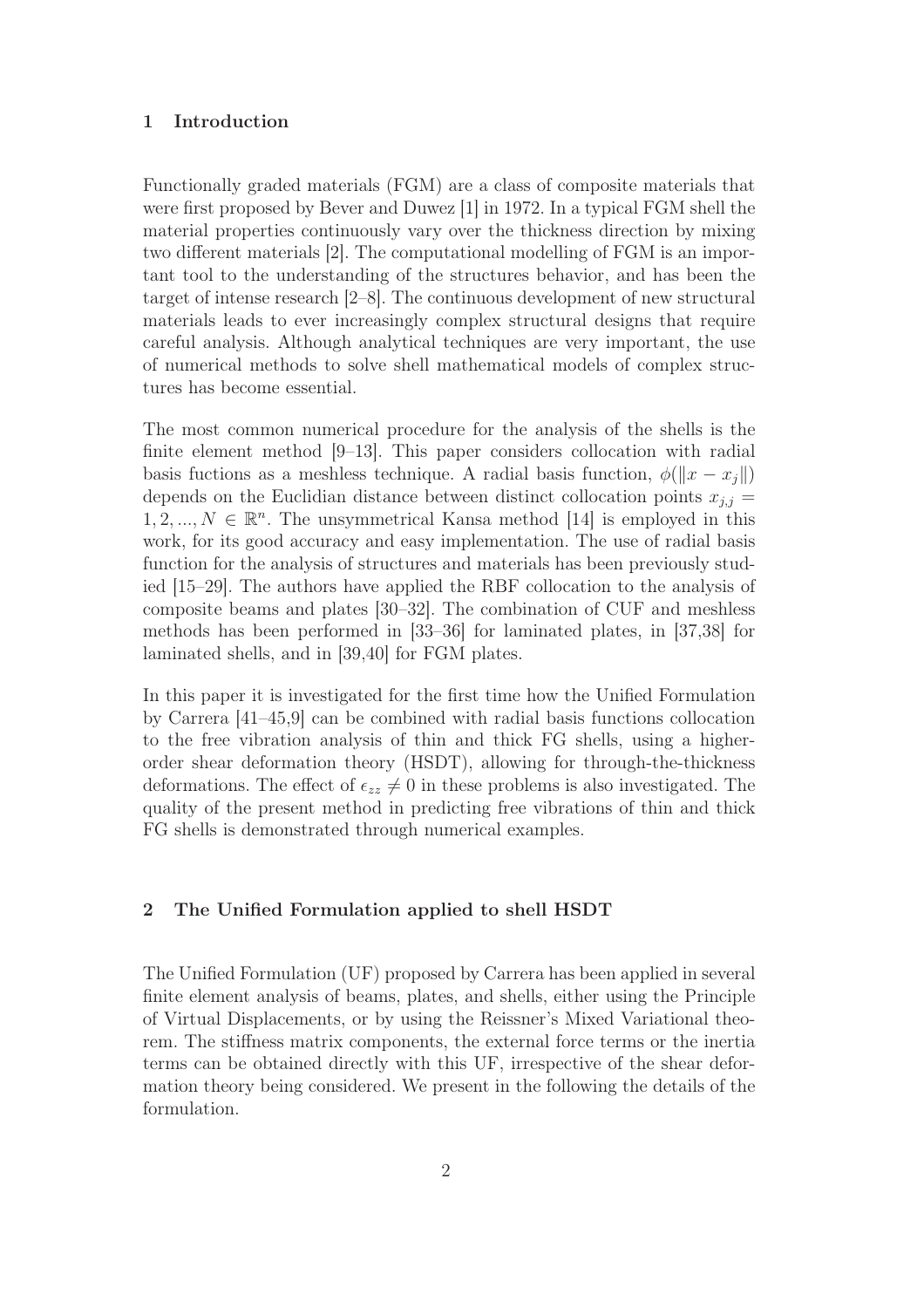## 1 Introduction

Functionally graded materials (FGM) are a class of composite materials that were first proposed by Bever and Duwez [1] in 1972. In a typical FGM shell the material properties continuously vary over the thickness direction by mixing two different materials [2]. The computational modelling of FGM is an important tool to the understanding of the structures behavior, and has been the target of intense research [2–8]. The continuous development of new structural materials leads to ever increasingly complex structural designs that require careful analysis. Although analytical techniques are very important, the use of numerical methods to solve shell mathematical models of complex structures has become essential.

The most common numerical procedure for the analysis of the shells is the finite element method [9–13]. This paper considers collocation with radial basis fuctions as a meshless technique. A radial basis function, $\phi(\|x - x_j\|)$ depends on the Euclidian distance between distinct collocation points $x_{j,j} = 1, 2, ..., N \in \mathbb{R}^n$. The unsymmetrical Kansa method [14] is employed in this work, for its good accuracy and easy implementation. The use of radial basis function for the analysis of structures and materials has been previously studied [15–29]. The authors have applied the RBF collocation to the analysis of composite beams and plates [30–32]. The combination of CUF and meshless methods has been performed in [33–36] for laminated plates, in [37,38] for laminated shells, and in [39,40] for FGM plates.

In this paper it is investigated for the first time how the Unified Formulation by Carrera [41–45,9] can be combined with radial basis functions collocation to the free vibration analysis of thin and thick FG shells, using a higher-order shear deformation theory (HSDT), allowing for through-the-thickness deformations. The effect of $\epsilon_{zz} \neq 0$ in these problems is also investigated. The quality of the present method in predicting free vibrations of thin and thick FG shells is demonstrated through numerical examples.

## 2 The Unified Formulation applied to shell HSDT

The Unified Formulation (UF) proposed by Carrera has been applied in several finite element analysis of beams, plates, and shells, either using the Principle of Virtual Displacements, or by using the Reissner's Mixed Variational theorem. The stiffness matrix components, the external force terms or the inertia terms can be obtained directly with this UF, irrespective of the shear deformation theory being considered. We present in the following the details of the formulation.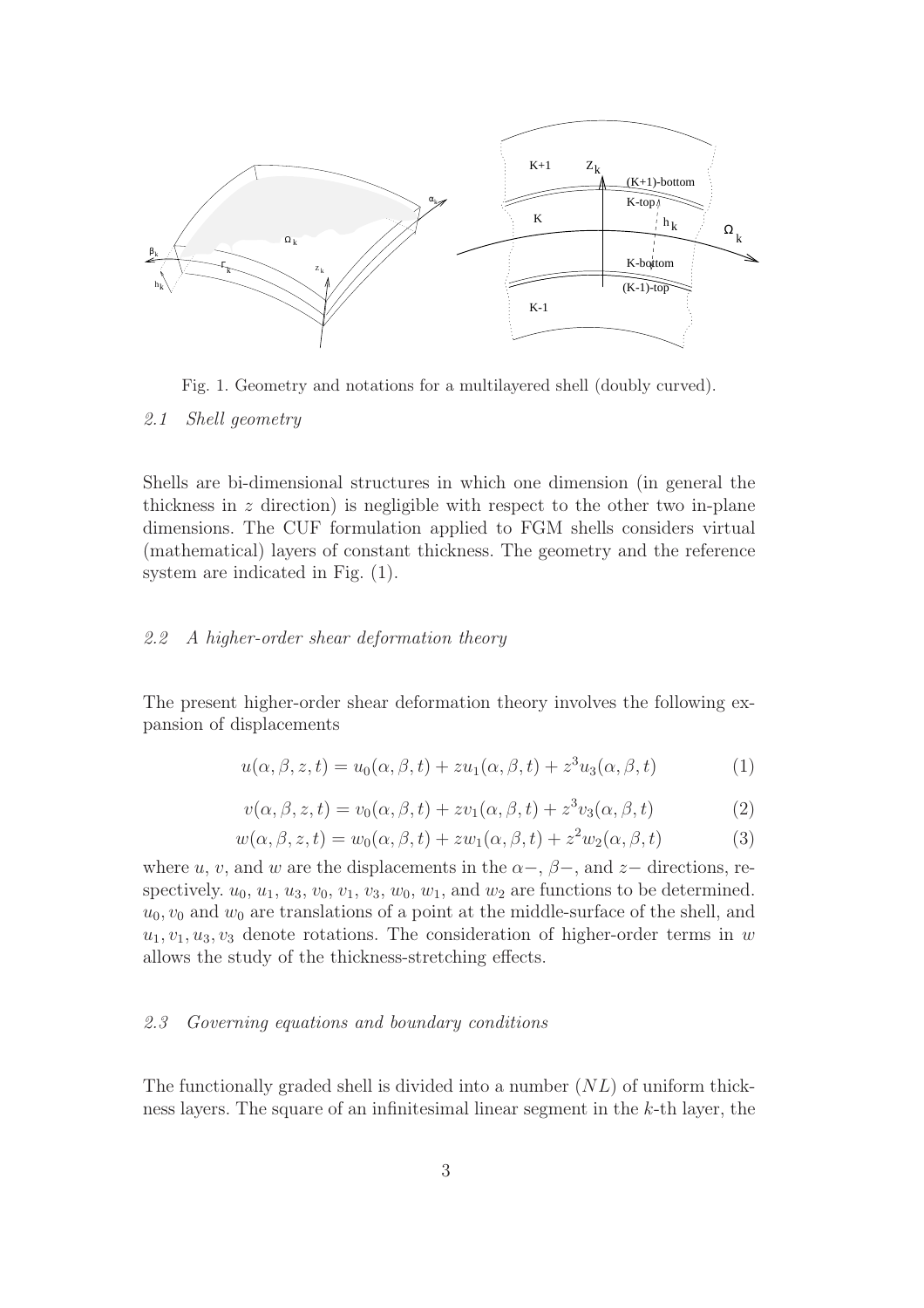Fig. 1. Geometry and notations for a multilayered shell (doubly curved).

### *2.1 Shell geometry*

Shells are bi-dimensional structures in which one dimension (in general the thickness in $z$ direction) is negligible with respect to the other two in-plane dimensions. The CUF formulation applied to FGM shells considers virtual (mathematical) layers of constant thickness. The geometry and the reference system are indicated in Fig. (1).

### *2.2 A higher-order shear deformation theory*

The present higher-order shear deformation theory involves the following expansion of displacements

$$u(\alpha, \beta, z, t) = u_0(\alpha, \beta, t) + zu_1(\alpha, \beta, t) + z^3 u_3(\alpha, \beta, t) \tag{1}$$

$$v(\alpha, \beta, z, t) = v_0(\alpha, \beta, t) + zv_1(\alpha, \beta, t) + z^3 v_3(\alpha, \beta, t) \tag{2}$$

$$w(\alpha, \beta, z, t) = w_0(\alpha, \beta, t) + zw_1(\alpha, \beta, t) + z^2 w_2(\alpha, \beta, t) \tag{3}$$

where $u$, $v$, and $w$ are the displacements in the $\alpha-$, $\beta-$, and $z-$ directions, respectively. $u_0$, $u_1$, $u_3$, $v_0$, $v_1$, $v_3$, $w_0$, $w_1$, and $w_2$ are functions to be determined. $u_0, v_0$ and $w_0$ are translations of a point at the middle-surface of the shell, and $u_1, v_1, u_3, v_3$ denote rotations. The consideration of higher-order terms in $w$ allows the study of the thickness-stretching effects.

### *2.3 Governing equations and boundary conditions*

The functionally graded shell is divided into a number $(NL)$ of uniform thickness layers. The square of an infinitesimal linear segment in the $k$-th layer, the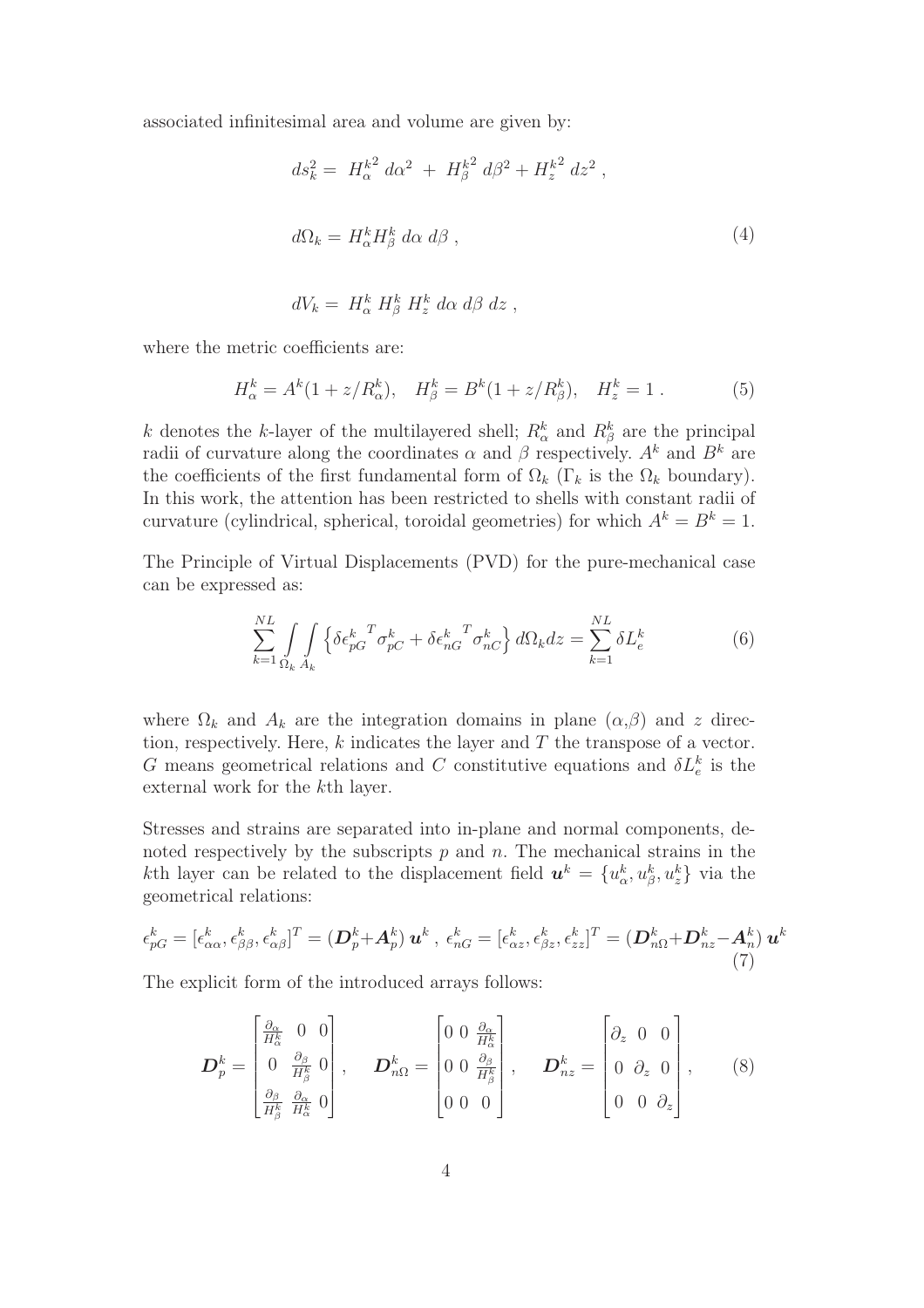associated infinitesimal area and volume are given by:

$$ds_k^2 = H_\alpha^{k^2}\, d\alpha^2 \; + \; H_\beta^{k^2}\, d\beta^2 + H_z^{k^2}\, dz^2 \; ,$$

$$d\Omega_k = H_\alpha^k H_\beta^k \, d\alpha \, d\beta \; , \tag{4}$$

$$dV_k = \; H_\alpha^k \; H_\beta^k \; H_z^k \; d\alpha \; d\beta \; dz \; ,$$

where the metric coefficients are:

$$H_\alpha^k = A^k(1 + z/R_\alpha^k), \quad H_\beta^k = B^k(1 + z/R_\beta^k), \quad H_z^k = 1 \; . \tag{5}$$

$k$ denotes the $k$-layer of the multilayered shell; $R_\alpha^k$ and $R_\beta^k$ are the principal radii of curvature along the coordinates $\alpha$ and $\beta$ respectively. $A^k$ and $B^k$ are the coefficients of the first fundamental form of $\Omega_k$ ($\Gamma_k$ is the $\Omega_k$ boundary). In this work, the attention has been restricted to shells with constant radii of curvature (cylindrical, spherical, toroidal geometries) for which $A^k = B^k = 1$.

The Principle of Virtual Displacements (PVD) for the pure-mechanical case can be expressed as:

$$\sum_{k=1}^{NL} \int_{\Omega_k} \int_{A_k} \left\{ \delta {\epsilon_{pG}^k}^T \sigma_{pC}^k + \delta {\epsilon_{nG}^k}^T \sigma_{nC}^k \right\} d\Omega_k dz = \sum_{k=1}^{NL} \delta L_e^k \tag{6}$$

where $\Omega_k$ and $A_k$ are the integration domains in plane ($\alpha$,$\beta$) and $z$ direction, respectively. Here, $k$ indicates the layer and $T$ the transpose of a vector. $G$ means geometrical relations and $C$ constitutive equations and $\delta L_e^k$ is the external work for the $k$th layer.

Stresses and strains are separated into in-plane and normal components, denoted respectively by the subscripts $p$ and $n$. The mechanical strains in the $k$th layer can be related to the displacement field $\boldsymbol{u}^k = \{u_\alpha^k, u_\beta^k, u_z^k\}$ via the geometrical relations:

$$\epsilon_{pG}^k = [\epsilon_{\alpha\alpha}^k, \epsilon_{\beta\beta}^k, \epsilon_{\alpha\beta}^k]^T = (\boldsymbol{D}_p^k + \boldsymbol{A}_p^k)\, \boldsymbol{u}^k \; , \; \epsilon_{nG}^k = [\epsilon_{\alpha z}^k, \epsilon_{\beta z}^k, \epsilon_{zz}^k]^T = (\boldsymbol{D}_{n\Omega}^k + \boldsymbol{D}_{nz}^k - \boldsymbol{A}_n^k)\, \boldsymbol{u}^k \tag{7}$$

The explicit form of the introduced arrays follows:

$$\boldsymbol{D}_p^k = \begin{bmatrix} \frac{\partial_\alpha}{H_\alpha^k} & 0 & 0 \\ 0 & \frac{\partial_\beta}{H_\beta^k} & 0 \\ \frac{\partial_\beta}{H_\beta^k} & \frac{\partial_\alpha}{H_\alpha^k} & 0 \end{bmatrix}, \quad \boldsymbol{D}_{n\Omega}^k = \begin{bmatrix} 0 & 0 & \frac{\partial_\alpha}{H_\alpha^k} \\ 0 & 0 & \frac{\partial_\beta}{H_\beta^k} \\ 0 & 0 & 0 \end{bmatrix}, \quad \boldsymbol{D}_{nz}^k = \begin{bmatrix} \partial_z & 0 & 0 \\ 0 & \partial_z & 0 \\ 0 & 0 & \partial_z \end{bmatrix}, \tag{8}$$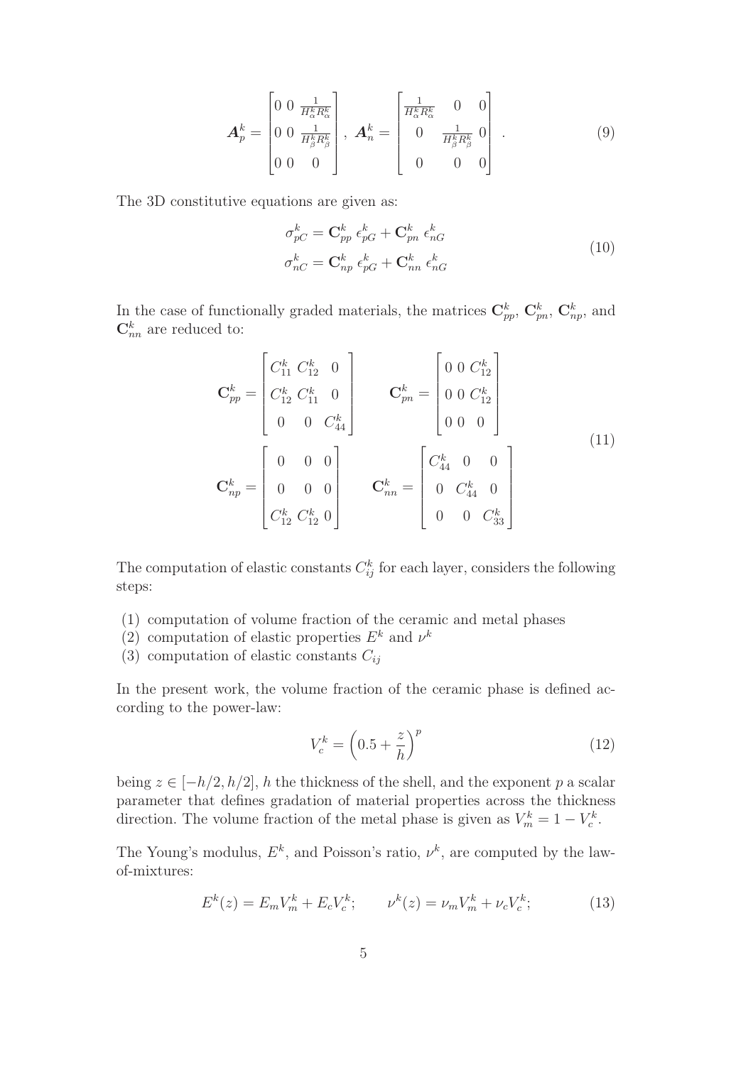$$
\boldsymbol{A}_p^k = \begin{bmatrix} 0 & 0 & \frac{1}{H_\alpha^k R_\alpha^k} \\ 0 & 0 & \frac{1}{H_\beta^k R_\beta^k} \\ 0 & 0 & 0 \end{bmatrix}, \; \boldsymbol{A}_n^k = \begin{bmatrix} \frac{1}{H_\alpha^k R_\alpha^k} & 0 & 0 \\ 0 & \frac{1}{H_\beta^k R_\beta^k} & 0 \\ 0 & 0 & 0 \end{bmatrix} . \tag{9}
$$

The 3D constitutive equations are given as:

$$
\begin{aligned}
\sigma_{pC}^k &= \mathbf{C}_{pp}^k \; \epsilon_{pG}^k + \mathbf{C}_{pn}^k \; \epsilon_{nG}^k \\
\sigma_{nC}^k &= \mathbf{C}_{np}^k \; \epsilon_{pG}^k + \mathbf{C}_{nn}^k \; \epsilon_{nG}^k
\end{aligned} \tag{10}
$$

In the case of functionally graded materials, the matrices $\mathbf{C}_{pp}^k$, $\mathbf{C}_{pn}^k$, $\mathbf{C}_{np}^k$, and $\mathbf{C}_{nn}^k$ are reduced to:

$$
\begin{aligned}
\mathbf{C}_{pp}^k &= \begin{bmatrix} C_{11}^k & C_{12}^k & 0 \\ C_{12}^k & C_{11}^k & 0 \\ 0 & 0 & C_{44}^k \end{bmatrix} \qquad & \mathbf{C}_{pn}^k &= \begin{bmatrix} 0 & 0 & C_{12}^k \\ 0 & 0 & C_{12}^k \\ 0 & 0 & 0 \end{bmatrix} \\
\mathbf{C}_{np}^k &= \begin{bmatrix} 0 & 0 & 0 \\ 0 & 0 & 0 \\ C_{12}^k & C_{12}^k & 0 \end{bmatrix} \qquad & \mathbf{C}_{nn}^k &= \begin{bmatrix} C_{44}^k & 0 & 0 \\ 0 & C_{44}^k & 0 \\ 0 & 0 & C_{33}^k \end{bmatrix}
\end{aligned} \tag{11}
$$

The computation of elastic constants $C_{ij}^k$ for each layer, considers the following steps:

(1) computation of volume fraction of the ceramic and metal phases
(2) computation of elastic properties $E^k$ and $\nu^k$
(3) computation of elastic constants $C_{ij}$

In the present work, the volume fraction of the ceramic phase is defined according to the power-law:

$$
V_c^k = \left(0.5 + \frac{z}{h}\right)^p \tag{12}
$$

being $z \in [-h/2, h/2]$, $h$ the thickness of the shell, and the exponent $p$ a scalar parameter that defines gradation of material properties across the thickness direction. The volume fraction of the metal phase is given as $V_m^k = 1 - V_c^k$.

The Young's modulus, $E^k$, and Poisson's ratio, $\nu^k$, are computed by the law-of-mixtures:

$$
E^k(z) = E_m V_m^k + E_c V_c^k; \qquad \nu^k(z) = \nu_m V_m^k + \nu_c V_c^k; \tag{13}
$$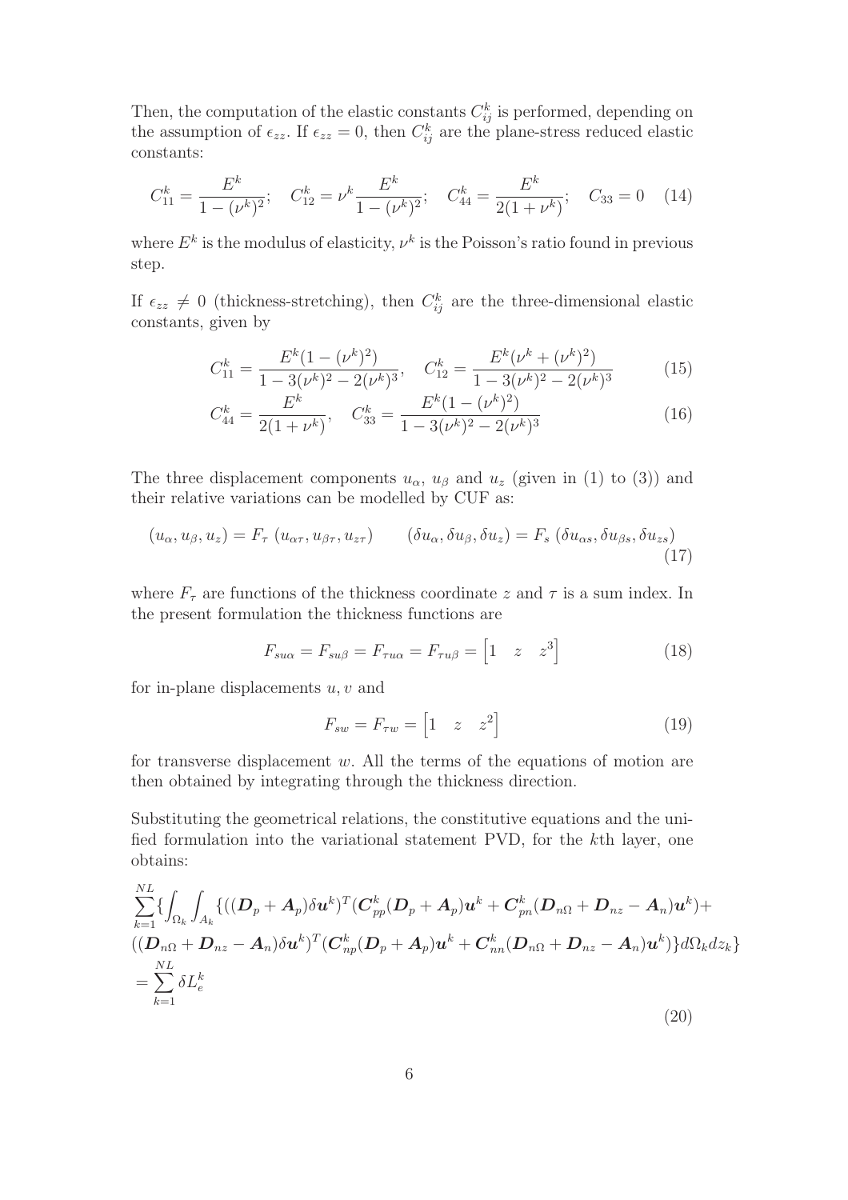Then, the computation of the elastic constants $C_{ij}^k$ is performed, depending on the assumption of $\epsilon_{zz}$. If $\epsilon_{zz} = 0$, then $C_{ij}^k$ are the plane-stress reduced elastic constants:

$$C_{11}^k = \frac{E^k}{1-(\nu^k)^2}; \quad C_{12}^k = \nu^k \frac{E^k}{1-(\nu^k)^2}; \quad C_{44}^k = \frac{E^k}{2(1+\nu^k)}; \quad C_{33} = 0 \tag{14}$$

where $E^k$ is the modulus of elasticity, $\nu^k$ is the Poisson's ratio found in previous step.

If $\epsilon_{zz} \neq 0$ (thickness-stretching), then $C_{ij}^k$ are the three-dimensional elastic constants, given by

$$C_{11}^k = \frac{E^k(1-(\nu^k)^2)}{1-3(\nu^k)^2-2(\nu^k)^3}, \quad C_{12}^k = \frac{E^k(\nu^k+(\nu^k)^2)}{1-3(\nu^k)^2-2(\nu^k)^3} \tag{15}$$

$$C_{44}^k = \frac{E^k}{2(1+\nu^k)}, \quad C_{33}^k = \frac{E^k(1-(\nu^k)^2)}{1-3(\nu^k)^2-2(\nu^k)^3} \tag{16}$$

The three displacement components $u_\alpha$, $u_\beta$ and $u_z$ (given in (1) to (3)) and their relative variations can be modelled by CUF as:

$$(u_\alpha, u_\beta, u_z) = F_\tau \ (u_{\alpha\tau}, u_{\beta\tau}, u_{z\tau}) \qquad (\delta u_\alpha, \delta u_\beta, \delta u_z) = F_s \ (\delta u_{\alpha s}, \delta u_{\beta s}, \delta u_{zs}) \tag{17}$$

where $F_\tau$ are functions of the thickness coordinate $z$ and $\tau$ is a sum index. In the present formulation the thickness functions are

$$F_{su\alpha} = F_{su\beta} = F_{\tau u\alpha} = F_{\tau u\beta} = \begin{bmatrix} 1 & z & z^3 \end{bmatrix} \tag{18}$$

for in-plane displacements $u, v$ and

$$F_{sw} = F_{\tau w} = \begin{bmatrix} 1 & z & z^2 \end{bmatrix} \tag{19}$$

for transverse displacement $w$. All the terms of the equations of motion are then obtained by integrating through the thickness direction.

Substituting the geometrical relations, the constitutive equations and the unified formulation into the variational statement PVD, for the $k$th layer, one obtains:

$$\begin{aligned}
&\sum_{k=1}^{NL} \{ \int_{\Omega_k} \int_{A_k} \{ ((\boldsymbol{D}_p + \boldsymbol{A}_p)\delta \boldsymbol{u}^k)^T (\boldsymbol{C}_{pp}^k (\boldsymbol{D}_p + \boldsymbol{A}_p)\boldsymbol{u}^k + \boldsymbol{C}_{pn}^k (\boldsymbol{D}_{n\Omega} + \boldsymbol{D}_{nz} - \boldsymbol{A}_n)\boldsymbol{u}^k) + \\
&((\boldsymbol{D}_{n\Omega} + \boldsymbol{D}_{nz} - \boldsymbol{A}_n)\delta \boldsymbol{u}^k)^T (\boldsymbol{C}_{np}^k (\boldsymbol{D}_p + \boldsymbol{A}_p)\boldsymbol{u}^k + \boldsymbol{C}_{nn}^k (\boldsymbol{D}_{n\Omega} + \boldsymbol{D}_{nz} - \boldsymbol{A}_n)\boldsymbol{u}^k) \} d\Omega_k dz_k \} \\
&= \sum_{k=1}^{NL} \delta L_e^k
\end{aligned} \tag{20}$$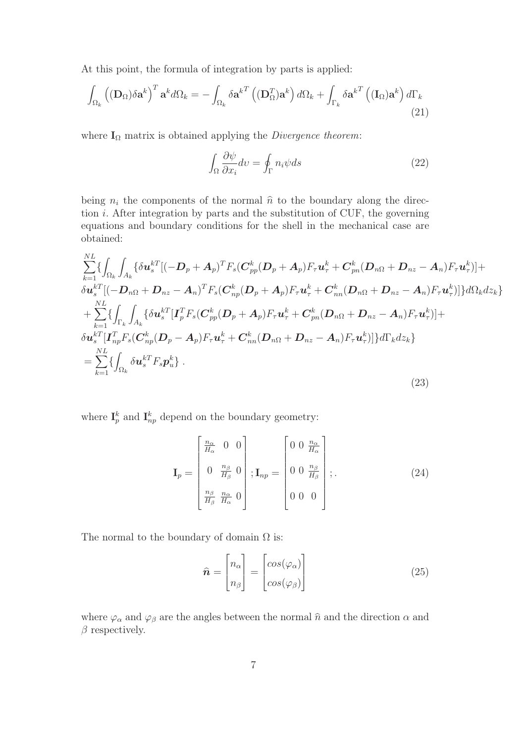At this point, the formula of integration by parts is applied:

$$\int_{\Omega_k} \left((\mathbf{D}_\Omega)\delta\mathbf{a}^k\right)^T \mathbf{a}^k d\Omega_k = -\int_{\Omega_k} \delta{\mathbf{a}^k}^T \left((\mathbf{D}_\Omega^T)\mathbf{a}^k\right) d\Omega_k + \int_{\Gamma_k} \delta{\mathbf{a}^k}^T \left((\mathbf{I}_\Omega)\mathbf{a}^k\right) d\Gamma_k \tag{21}$$

where $\mathbf{I}_\Omega$ matrix is obtained applying the *Divergence theorem*:

$$\int_\Omega \frac{\partial\psi}{\partial x_i} dv = \oint_\Gamma n_i \psi ds \tag{22}$$

being $n_i$ the components of the normal $\hat{n}$ to the boundary along the direction $i$. After integration by parts and the substitution of CUF, the governing equations and boundary conditions for the shell in the mechanical case are obtained:

$$\begin{aligned}
&\sum_{k=1}^{NL}\{\int_{\Omega_k}\int_{A_k}\{\delta\boldsymbol{u}_s^{kT}[(-\boldsymbol{D}_p+\boldsymbol{A}_p)^T F_s(\boldsymbol{C}_{pp}^k(\boldsymbol{D}_p+\boldsymbol{A}_p)F_\tau\boldsymbol{u}_\tau^k+\boldsymbol{C}_{pn}^k(\boldsymbol{D}_{n\Omega}+\boldsymbol{D}_{nz}-\boldsymbol{A}_n)F_\tau\boldsymbol{u}_\tau^k)]+\\
&\delta\boldsymbol{u}_s^{kT}[(-\boldsymbol{D}_{n\Omega}+\boldsymbol{D}_{nz}-\boldsymbol{A}_n)^T F_s(\boldsymbol{C}_{np}^k(\boldsymbol{D}_p+\boldsymbol{A}_p)F_\tau\boldsymbol{u}_\tau^k+\boldsymbol{C}_{nn}^k(\boldsymbol{D}_{n\Omega}+\boldsymbol{D}_{nz}-\boldsymbol{A}_n)F_\tau\boldsymbol{u}_\tau^k)]\}d\Omega_k dz_k\}\\
&+\sum_{k=1}^{NL}\{\int_{\Gamma_k}\int_{A_k}\{\delta\boldsymbol{u}_s^{kT}[\boldsymbol{I}_p^T F_s(\boldsymbol{C}_{pp}^k(\boldsymbol{D}_p+\boldsymbol{A}_p)F_\tau\boldsymbol{u}_\tau^k+\boldsymbol{C}_{pn}^k(\boldsymbol{D}_{n\Omega}+\boldsymbol{D}_{nz}-\boldsymbol{A}_n)F_\tau\boldsymbol{u}_\tau^k)]+\\
&\delta\boldsymbol{u}_s^{kT}[\boldsymbol{I}_{np}^T F_s(\boldsymbol{C}_{np}^k(\boldsymbol{D}_p-\boldsymbol{A}_p)F_\tau\boldsymbol{u}_\tau^k+\boldsymbol{C}_{nn}^k(\boldsymbol{D}_{n\Omega}+\boldsymbol{D}_{nz}-\boldsymbol{A}_n)F_\tau\boldsymbol{u}_\tau^k)]\}d\Gamma_k dz_k\}\\
&=\sum_{k=1}^{NL}\{\int_{\Omega_k}\delta\boldsymbol{u}_s^{kT}F_s\boldsymbol{p}_u^k\}\,.
\end{aligned} \tag{23}$$

where $\mathbf{I}_p^k$ and $\mathbf{I}_{np}^k$ depend on the boundary geometry:

$$\mathbf{I}_p = \begin{bmatrix} \frac{n_\alpha}{H_\alpha} & 0 & 0 \\ 0 & \frac{n_\beta}{H_\beta} & 0 \\ \frac{n_\beta}{H_\beta} & \frac{n_\alpha}{H_\alpha} & 0 \end{bmatrix}; \mathbf{I}_{np} = \begin{bmatrix} 0 & 0 & \frac{n_\alpha}{H_\alpha} \\ 0 & 0 & \frac{n_\beta}{H_\beta} \\ 0 & 0 & 0 \end{bmatrix};. \tag{24}$$

The normal to the boundary of domain $\Omega$ is:

$$\hat{\boldsymbol{n}} = \begin{bmatrix} n_\alpha \\ n_\beta \end{bmatrix} = \begin{bmatrix} cos(\varphi_\alpha) \\ cos(\varphi_\beta) \end{bmatrix} \tag{25}$$

where $\varphi_\alpha$ and $\varphi_\beta$ are the angles between the normal $\hat{n}$ and the direction $\alpha$ and $\beta$ respectively.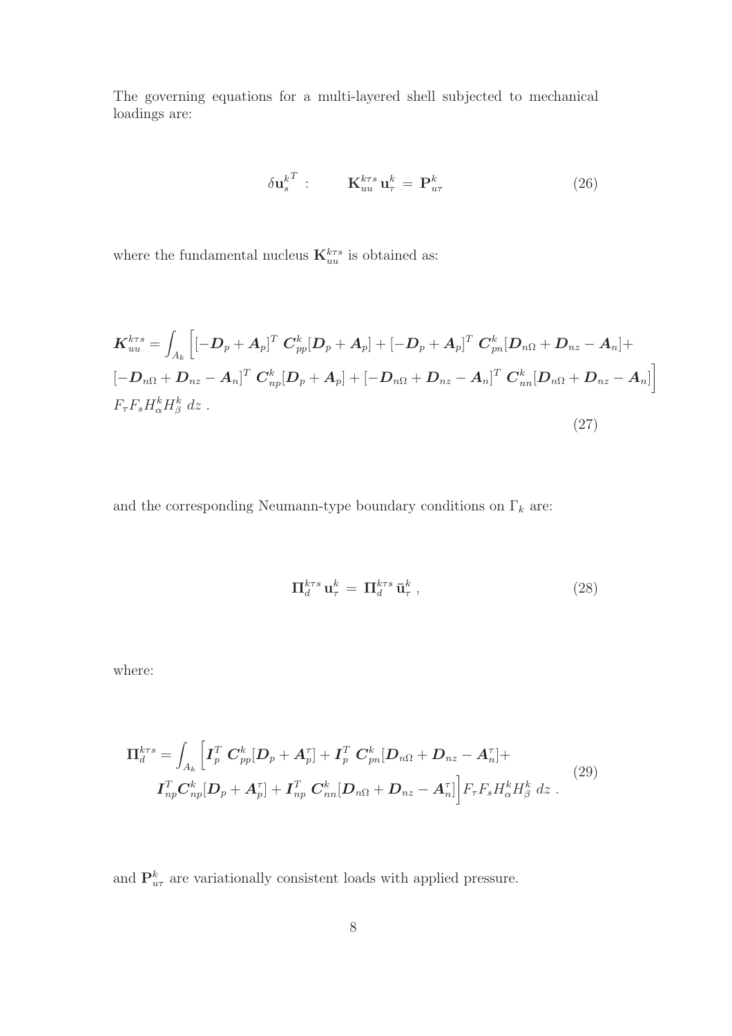The governing equations for a multi-layered shell subjected to mechanical loadings are:

$$\delta \mathbf{u}_s^{k^T} : \qquad \mathbf{K}_{uu}^{k\tau s}\, \mathbf{u}_\tau^k \,=\, \mathbf{P}_{u\tau}^k \tag{26}$$

where the fundamental nucleus $\mathbf{K}_{uu}^{k\tau s}$ is obtained as:

$$\begin{aligned}
\boldsymbol{K}_{uu}^{k\tau s} = \int_{A_k} \Big[ & [-\boldsymbol{D}_p + \boldsymbol{A}_p]^T \, \boldsymbol{C}_{pp}^k [\boldsymbol{D}_p + \boldsymbol{A}_p] + [-\boldsymbol{D}_p + \boldsymbol{A}_p]^T \, \boldsymbol{C}_{pn}^k [\boldsymbol{D}_{n\Omega} + \boldsymbol{D}_{nz} - \boldsymbol{A}_n] + \\
& [-\boldsymbol{D}_{n\Omega} + \boldsymbol{D}_{nz} - \boldsymbol{A}_n]^T \, \boldsymbol{C}_{np}^k [\boldsymbol{D}_p + \boldsymbol{A}_p] + [-\boldsymbol{D}_{n\Omega} + \boldsymbol{D}_{nz} - \boldsymbol{A}_n]^T \, \boldsymbol{C}_{nn}^k [\boldsymbol{D}_{n\Omega} + \boldsymbol{D}_{nz} - \boldsymbol{A}_n] \Big] \\
& F_\tau F_s H_\alpha^k H_\beta^k \; dz \; .
\end{aligned} \tag{27}$$

and the corresponding Neumann-type boundary conditions on $\Gamma_k$ are:

$$\mathbf{\Pi}_d^{k\tau s}\, \mathbf{u}_\tau^k \,=\, \mathbf{\Pi}_d^{k\tau s}\, \bar{\mathbf{u}}_\tau^k \; , \tag{28}$$

where:

$$\begin{aligned}
\mathbf{\Pi}_d^{k\tau s} = \int_{A_k} \Big[ & \boldsymbol{I}_p^T \, \boldsymbol{C}_{pp}^k [\boldsymbol{D}_p + \boldsymbol{A}_p^\tau] + \boldsymbol{I}_p^T \, \boldsymbol{C}_{pn}^k [\boldsymbol{D}_{n\Omega} + \boldsymbol{D}_{nz} - \boldsymbol{A}_n^\tau] + \\
& \boldsymbol{I}_{np}^T \boldsymbol{C}_{np}^k [\boldsymbol{D}_p + \boldsymbol{A}_p^\tau] + \boldsymbol{I}_{np}^T \, \boldsymbol{C}_{nn}^k [\boldsymbol{D}_{n\Omega} + \boldsymbol{D}_{nz} - \boldsymbol{A}_n^\tau] \Big] F_\tau F_s H_\alpha^k H_\beta^k \; dz \; .
\end{aligned} \tag{29}$$

and $\mathbf{P}_{u\tau}^k$ are variationally consistent loads with applied pressure.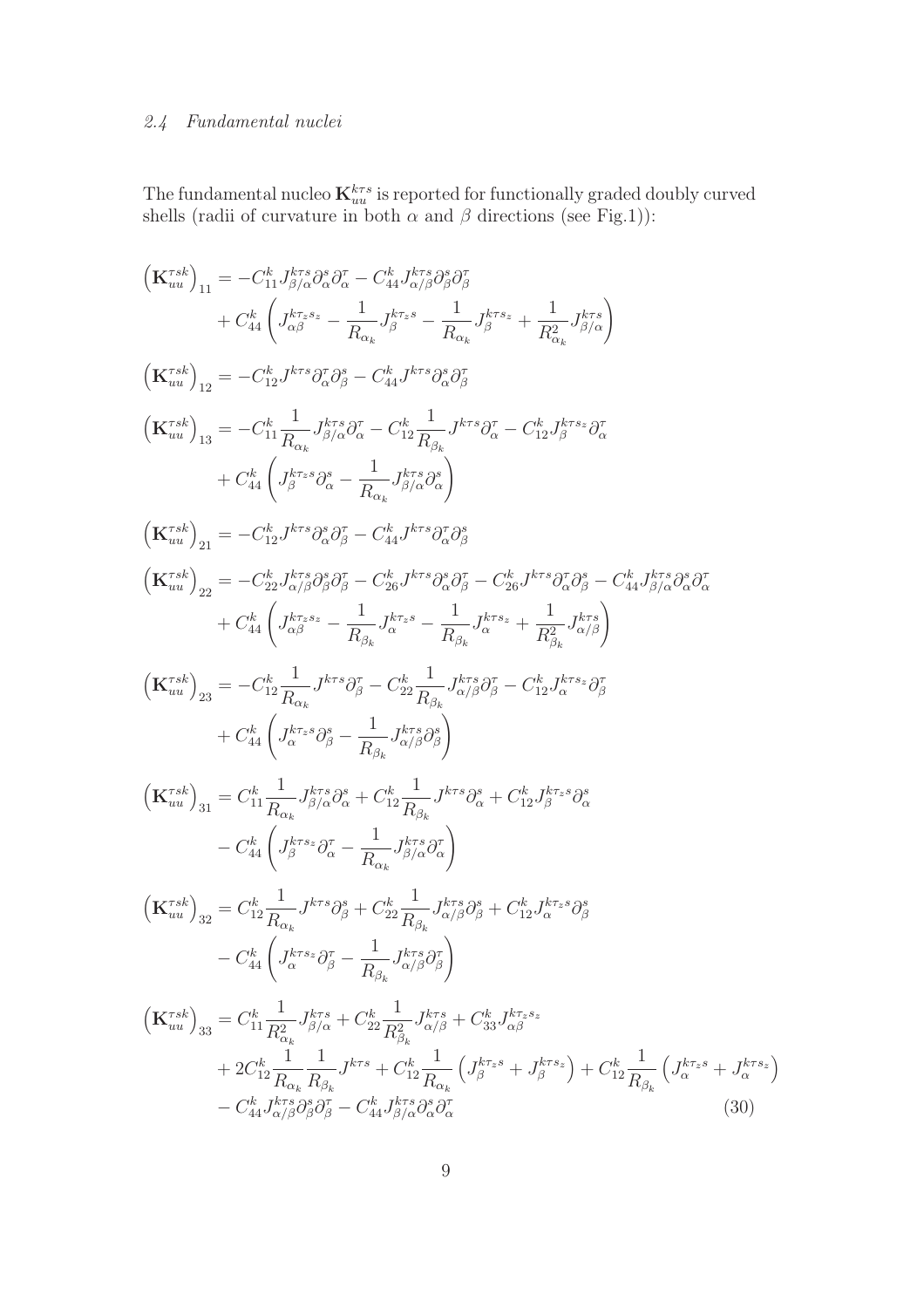### 2.4 Fundamental nuclei

The fundamental nucleo $\mathbf{K}_{uu}^{k\tau s}$ is reported for functionally graded doubly curved shells (radii of curvature in both $\alpha$ and $\beta$ directions (see Fig.1)):

$$
\begin{aligned}
\left(\mathbf{K}_{uu}^{\tau sk}\right)_{11} &= -C_{11}^k J_{\beta/\alpha}^{k\tau s}\partial_\alpha^s\partial_\alpha^\tau - C_{44}^k J_{\alpha/\beta}^{k\tau s}\partial_\beta^s\partial_\beta^\tau \\
&\quad + C_{44}^k \left( J_{\alpha\beta}^{k\tau_z s_z} - \frac{1}{R_{\alpha_k}} J_\beta^{k\tau_z s} - \frac{1}{R_{\alpha_k}} J_\beta^{k\tau s_z} + \frac{1}{R_{\alpha_k}^2} J_{\beta/\alpha}^{k\tau s} \right) \\
\left(\mathbf{K}_{uu}^{\tau sk}\right)_{12} &= -C_{12}^k J^{k\tau s}\partial_\alpha^\tau\partial_\beta^s - C_{44}^k J^{k\tau s}\partial_\alpha^s\partial_\beta^\tau \\
\left(\mathbf{K}_{uu}^{\tau sk}\right)_{13} &= -C_{11}^k \frac{1}{R_{\alpha_k}} J_{\beta/\alpha}^{k\tau s}\partial_\alpha^\tau - C_{12}^k \frac{1}{R_{\beta_k}} J^{k\tau s}\partial_\alpha^\tau - C_{12}^k J_\beta^{k\tau s_z}\partial_\alpha^\tau \\
&\quad + C_{44}^k \left( J_\beta^{k\tau_z s}\partial_\alpha^s - \frac{1}{R_{\alpha_k}} J_{\beta/\alpha}^{k\tau s}\partial_\alpha^s \right) \\
\left(\mathbf{K}_{uu}^{\tau sk}\right)_{21} &= -C_{12}^k J^{k\tau s}\partial_\alpha^s\partial_\beta^\tau - C_{44}^k J^{k\tau s}\partial_\alpha^\tau\partial_\beta^s \\
\left(\mathbf{K}_{uu}^{\tau sk}\right)_{22} &= -C_{22}^k J_{\alpha/\beta}^{k\tau s}\partial_\beta^s\partial_\beta^\tau - C_{26}^k J^{k\tau s}\partial_\alpha^s\partial_\beta^\tau - C_{26}^k J^{k\tau s}\partial_\alpha^\tau\partial_\beta^s - C_{44}^k J_{\beta/\alpha}^{k\tau s}\partial_\alpha^s\partial_\alpha^\tau \\
&\quad + C_{44}^k \left( J_{\alpha\beta}^{k\tau_z s_z} - \frac{1}{R_{\beta_k}} J_\alpha^{k\tau_z s} - \frac{1}{R_{\beta_k}} J_\alpha^{k\tau s_z} + \frac{1}{R_{\beta_k}^2} J_{\alpha/\beta}^{k\tau s} \right) \\
\left(\mathbf{K}_{uu}^{\tau sk}\right)_{23} &= -C_{12}^k \frac{1}{R_{\alpha_k}} J^{k\tau s}\partial_\beta^\tau - C_{22}^k \frac{1}{R_{\beta_k}} J_{\alpha/\beta}^{k\tau s}\partial_\beta^\tau - C_{12}^k J_\alpha^{k\tau s_z}\partial_\beta^\tau \\
&\quad + C_{44}^k \left( J_\alpha^{k\tau_z s}\partial_\beta^s - \frac{1}{R_{\beta_k}} J_{\alpha/\beta}^{k\tau s}\partial_\beta^s \right) \\
\left(\mathbf{K}_{uu}^{\tau sk}\right)_{31} &= C_{11}^k \frac{1}{R_{\alpha_k}} J_{\beta/\alpha}^{k\tau s}\partial_\alpha^s + C_{12}^k \frac{1}{R_{\beta_k}} J^{k\tau s}\partial_\alpha^s + C_{12}^k J_\beta^{k\tau_z s}\partial_\alpha^s \\
&\quad - C_{44}^k \left( J_\beta^{k\tau s_z}\partial_\alpha^\tau - \frac{1}{R_{\alpha_k}} J_{\beta/\alpha}^{k\tau s}\partial_\alpha^\tau \right) \\
\left(\mathbf{K}_{uu}^{\tau sk}\right)_{32} &= C_{12}^k \frac{1}{R_{\alpha_k}} J^{k\tau s}\partial_\beta^s + C_{22}^k \frac{1}{R_{\beta_k}} J_{\alpha/\beta}^{k\tau s}\partial_\beta^s + C_{12}^k J_\alpha^{k\tau_z s}\partial_\beta^s \\
&\quad - C_{44}^k \left( J_\alpha^{k\tau s_z}\partial_\beta^\tau - \frac{1}{R_{\beta_k}} J_{\alpha/\beta}^{k\tau s}\partial_\beta^\tau \right) \\
\left(\mathbf{K}_{uu}^{\tau sk}\right)_{33} &= C_{11}^k \frac{1}{R_{\alpha_k}^2} J_{\beta/\alpha}^{k\tau s} + C_{22}^k \frac{1}{R_{\beta_k}^2} J_{\alpha/\beta}^{k\tau s} + C_{33}^k J_{\alpha\beta}^{k\tau_z s_z} \\
&\quad + 2C_{12}^k \frac{1}{R_{\alpha_k}}\frac{1}{R_{\beta_k}} J^{k\tau s} + C_{12}^k \frac{1}{R_{\alpha_k}} \left( J_\beta^{k\tau_z s} + J_\beta^{k\tau s_z} \right) + C_{12}^k \frac{1}{R_{\beta_k}} \left( J_\alpha^{k\tau_z s} + J_\alpha^{k\tau s_z} \right) \\
&\quad - C_{44}^k J_{\alpha/\beta}^{k\tau s}\partial_\beta^s\partial_\beta^\tau - C_{44}^k J_{\beta/\alpha}^{k\tau s}\partial_\alpha^s\partial_\alpha^\tau
\end{aligned}
\tag{30}
$$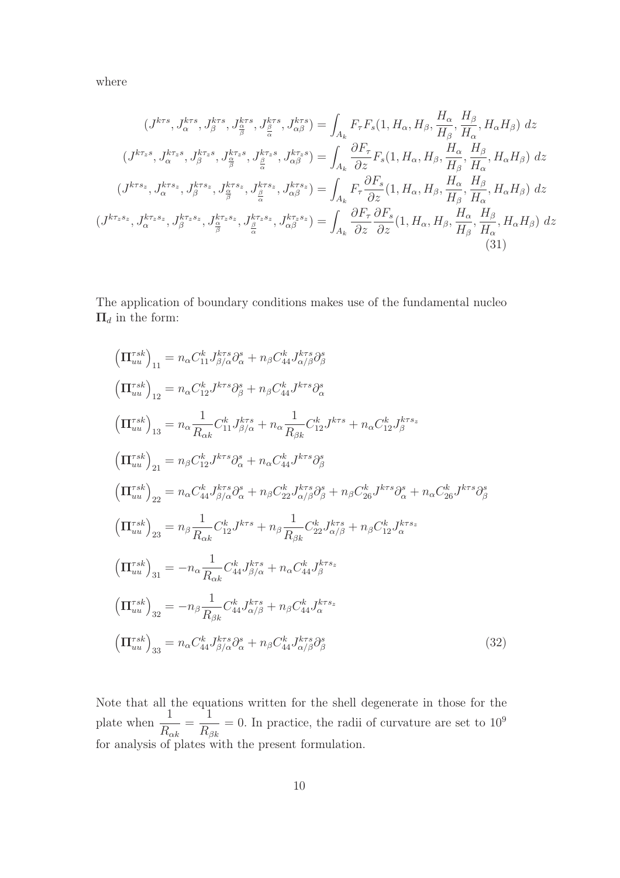where

$$
\begin{aligned}
(J^{k\tau s}, J_{\alpha}^{k\tau s}, J_{\beta}^{k\tau s}, J_{\frac{\alpha}{\beta}}^{k\tau s}, J_{\frac{\beta}{\alpha}}^{k\tau s}, J_{\alpha\beta}^{k\tau s}) &= \int_{A_k} F_\tau F_s (1, H_\alpha, H_\beta, \frac{H_\alpha}{H_\beta}, \frac{H_\beta}{H_\alpha}, H_\alpha H_\beta)\ dz \\
(J^{k\tau_z s}, J_{\alpha}^{k\tau_z s}, J_{\beta}^{k\tau_z s}, J_{\frac{\alpha}{\beta}}^{k\tau_z s}, J_{\frac{\beta}{\alpha}}^{k\tau_z s}, J_{\alpha\beta}^{k\tau_z s}) &= \int_{A_k} \frac{\partial F_\tau}{\partial z} F_s (1, H_\alpha, H_\beta, \frac{H_\alpha}{H_\beta}, \frac{H_\beta}{H_\alpha}, H_\alpha H_\beta)\ dz \\
(J^{k\tau s_z}, J_{\alpha}^{k\tau s_z}, J_{\beta}^{k\tau s_z}, J_{\frac{\alpha}{\beta}}^{k\tau s_z}, J_{\frac{\beta}{\alpha}}^{k\tau s_z}, J_{\alpha\beta}^{k\tau s_z}) &= \int_{A_k} F_\tau \frac{\partial F_s}{\partial z} (1, H_\alpha, H_\beta, \frac{H_\alpha}{H_\beta}, \frac{H_\beta}{H_\alpha}, H_\alpha H_\beta)\ dz \\
(J^{k\tau_z s_z}, J_{\alpha}^{k\tau_z s_z}, J_{\beta}^{k\tau_z s_z}, J_{\frac{\alpha}{\beta}}^{k\tau_z s_z}, J_{\frac{\beta}{\alpha}}^{k\tau_z s_z}, J_{\alpha\beta}^{k\tau_z s_z}) &= \int_{A_k} \frac{\partial F_\tau}{\partial z} \frac{\partial F_s}{\partial z} (1, H_\alpha, H_\beta, \frac{H_\alpha}{H_\beta}, \frac{H_\beta}{H_\alpha}, H_\alpha H_\beta)\ dz
\end{aligned}
\tag{31}
$$

The application of boundary conditions makes use of the fundamental nucleo $\mathbf{\Pi}_d$ in the form:

$$
\begin{aligned}
&\left(\mathbf{\Pi}_{uu}^{\tau sk}\right)_{11} = n_\alpha C_{11}^k J_{\beta/\alpha}^{k\tau s} \partial_\alpha^s + n_\beta C_{44}^k J_{\alpha/\beta}^{k\tau s} \partial_\beta^s \\
&\left(\mathbf{\Pi}_{uu}^{\tau sk}\right)_{12} = n_\alpha C_{12}^k J^{k\tau s} \partial_\beta^s + n_\beta C_{44}^k J^{k\tau s} \partial_\alpha^s \\
&\left(\mathbf{\Pi}_{uu}^{\tau sk}\right)_{13} = n_\alpha \frac{1}{R_{\alpha k}} C_{11}^k J_{\beta/\alpha}^{k\tau s} + n_\alpha \frac{1}{R_{\beta k}} C_{12}^k J^{k\tau s} + n_\alpha C_{12}^k J_\beta^{k\tau s_z} \\
&\left(\mathbf{\Pi}_{uu}^{\tau sk}\right)_{21} = n_\beta C_{12}^k J^{k\tau s} \partial_\alpha^s + n_\alpha C_{44}^k J^{k\tau s} \partial_\beta^s \\
&\left(\mathbf{\Pi}_{uu}^{\tau sk}\right)_{22} = n_\alpha C_{44}^k J_{\beta/\alpha}^{k\tau s} \partial_\alpha^s + n_\beta C_{22}^k J_{\alpha/\beta}^{k\tau s} \partial_\beta^s + n_\beta C_{26}^k J^{k\tau s} \partial_\alpha^s + n_\alpha C_{26}^k J^{k\tau s} \partial_\beta^s \\
&\left(\mathbf{\Pi}_{uu}^{\tau sk}\right)_{23} = n_\beta \frac{1}{R_{\alpha k}} C_{12}^k J^{k\tau s} + n_\beta \frac{1}{R_{\beta k}} C_{22}^k J_{\alpha/\beta}^{k\tau s} + n_\beta C_{12}^k J_\alpha^{k\tau s_z} \\
&\left(\mathbf{\Pi}_{uu}^{\tau sk}\right)_{31} = -n_\alpha \frac{1}{R_{\alpha k}} C_{44}^k J_{\beta/\alpha}^{k\tau s} + n_\alpha C_{44}^k J_\beta^{k\tau s_z} \\
&\left(\mathbf{\Pi}_{uu}^{\tau sk}\right)_{32} = -n_\beta \frac{1}{R_{\beta k}} C_{44}^k J_{\alpha/\beta}^{k\tau s} + n_\beta C_{44}^k J_\alpha^{k\tau s_z} \\
&\left(\mathbf{\Pi}_{uu}^{\tau sk}\right)_{33} = n_\alpha C_{44}^k J_{\beta/\alpha}^{k\tau s} \partial_\alpha^s + n_\beta C_{44}^k J_{\alpha/\beta}^{k\tau s} \partial_\beta^s
\end{aligned}
\tag{32}
$$

Note that all the equations written for the shell degenerate in those for the plate when $\dfrac{1}{R_{\alpha k}} = \dfrac{1}{R_{\beta k}} = 0$. In practice, the radii of curvature are set to $10^9$ for analysis of plates with the present formulation.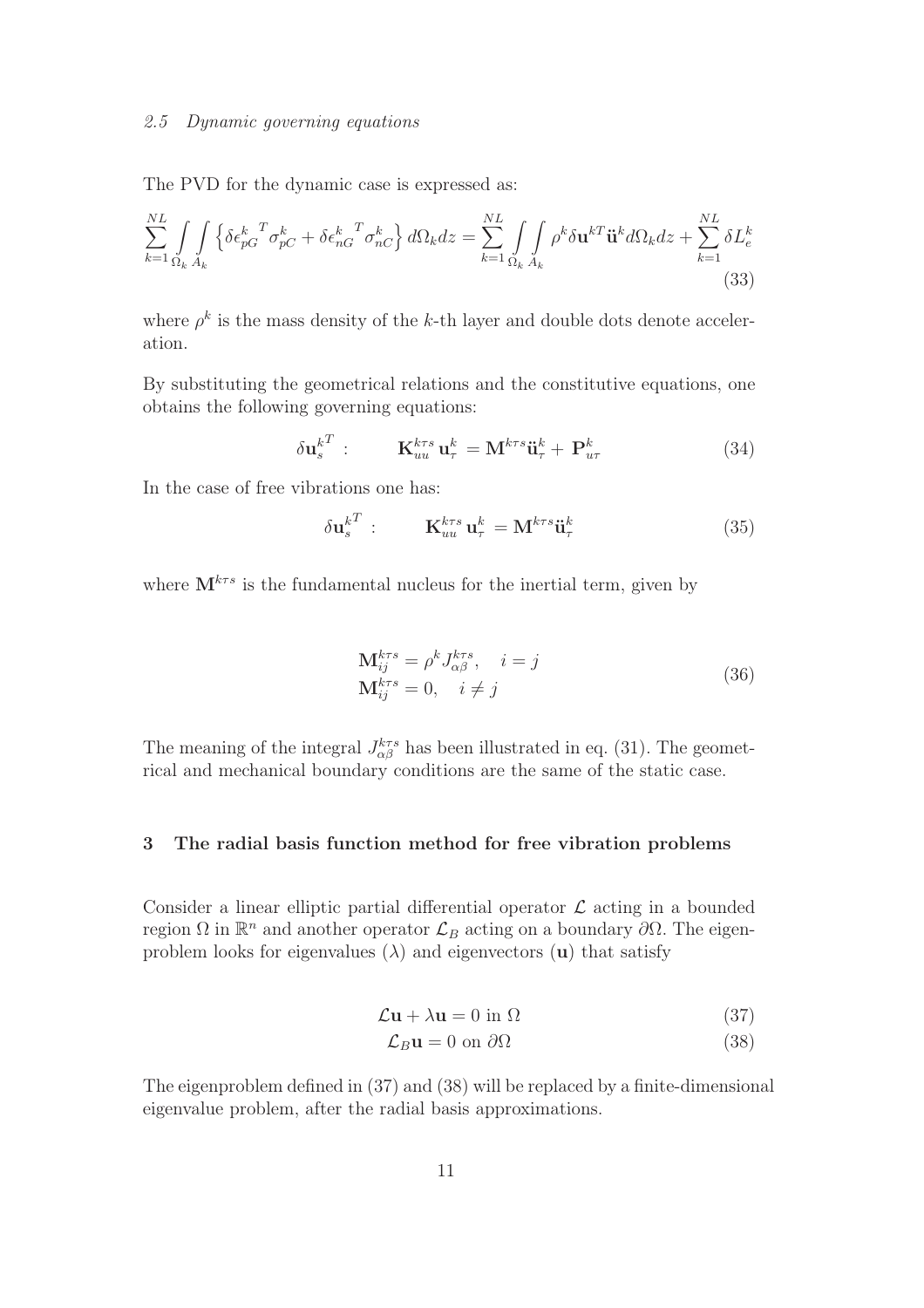### *2.5 Dynamic governing equations*

The PVD for the dynamic case is expressed as:

$$\sum_{k=1}^{NL} \int_{\Omega_k} \int_{A_k} \left\{ \delta \epsilon_{pG}^{k\ T} \sigma_{pC}^k + \delta \epsilon_{nG}^{k\ T} \sigma_{nC}^k \right\} d\Omega_k dz = \sum_{k=1}^{NL} \int_{\Omega_k} \int_{A_k} \rho^k \delta \mathbf{u}^{kT} \ddot{\mathbf{u}}^k d\Omega_k dz + \sum_{k=1}^{NL} \delta L_e^k \tag{33}$$

where $\rho^k$ is the mass density of the $k$-th layer and double dots denote acceleration.

By substituting the geometrical relations and the constitutive equations, one obtains the following governing equations:

$$\delta \mathbf{u}_s^{k^T} : \qquad \mathbf{K}_{uu}^{k\tau s}\, \mathbf{u}_\tau^k = \mathbf{M}^{k\tau s} \ddot{\mathbf{u}}_\tau^k + \mathbf{P}_{u\tau}^k \tag{34}$$

In the case of free vibrations one has:

$$\delta \mathbf{u}_s^{k^T} : \qquad \mathbf{K}_{uu}^{k\tau s}\, \mathbf{u}_\tau^k = \mathbf{M}^{k\tau s} \ddot{\mathbf{u}}_\tau^k \tag{35}$$

where $\mathbf{M}^{k\tau s}$ is the fundamental nucleus for the inertial term, given by

$$\begin{aligned} \mathbf{M}_{ij}^{k\tau s} &= \rho^k J_{\alpha\beta}^{k\tau s}, \quad i = j \\ \mathbf{M}_{ij}^{k\tau s} &= 0, \quad i \neq j \end{aligned} \tag{36}$$

The meaning of the integral $J_{\alpha\beta}^{k\tau s}$ has been illustrated in eq. (31). The geometrical and mechanical boundary conditions are the same of the static case.

## 3 The radial basis function method for free vibration problems

Consider a linear elliptic partial differential operator $\mathcal{L}$ acting in a bounded region $\Omega$ in $\mathbb{R}^n$ and another operator $\mathcal{L}_B$ acting on a boundary $\partial\Omega$. The eigenproblem looks for eigenvalues ($\lambda$) and eigenvectors ($\mathbf{u}$) that satisfy

$$\mathcal{L}\mathbf{u} + \lambda \mathbf{u} = 0 \text{ in } \Omega \tag{37}$$

$$\mathcal{L}_B \mathbf{u} = 0 \text{ on } \partial\Omega \tag{38}$$

The eigenproblem defined in (37) and (38) will be replaced by a finite-dimensional eigenvalue problem, after the radial basis approximations.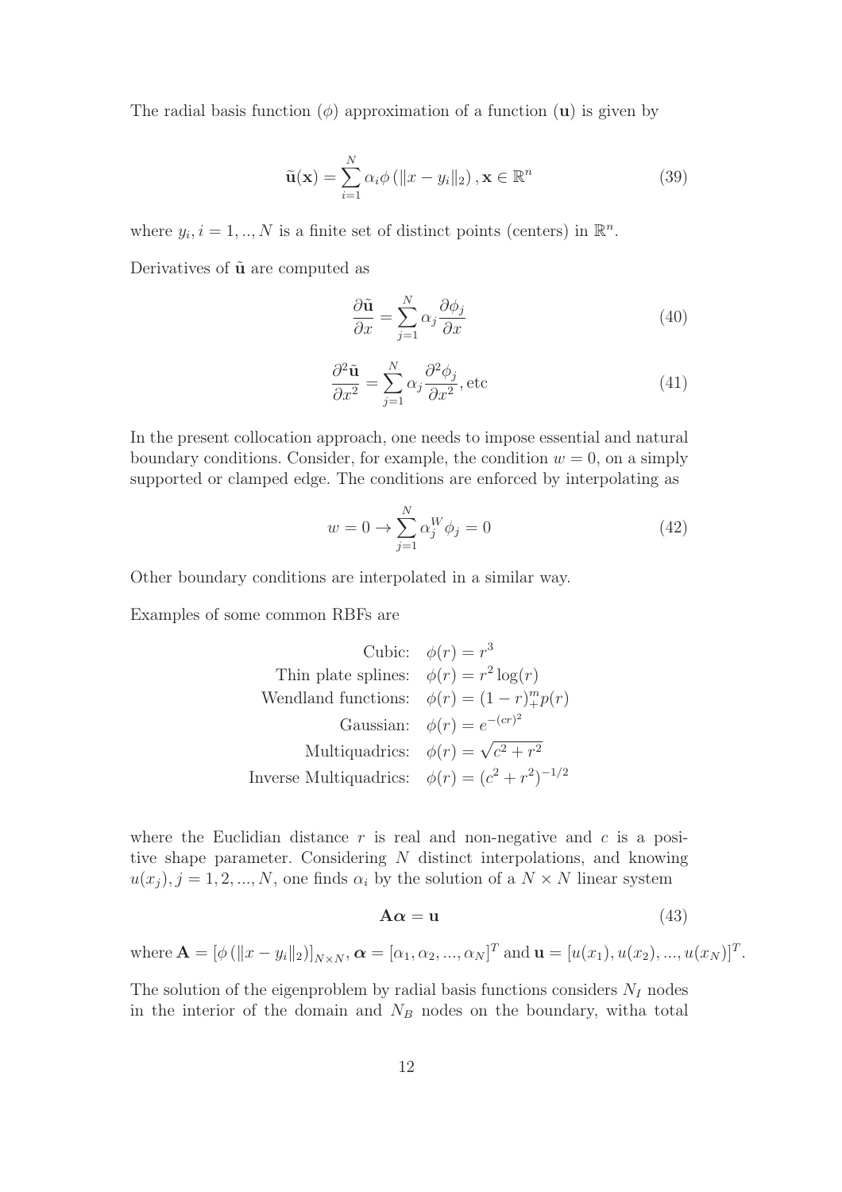The radial basis function ($\phi$) approximation of a function ($\mathbf{u}$) is given by

$$\widetilde{\mathbf{u}}(\mathbf{x}) = \sum_{i=1}^{N} \alpha_i \phi\left(\|x - y_i\|_2\right), \mathbf{x} \in \mathbb{R}^n \tag{39}$$

where $y_i, i = 1, .., N$ is a finite set of distinct points (centers) in $\mathbb{R}^n$.

Derivatives of $\tilde{\mathbf{u}}$ are computed as

$$\frac{\partial \tilde{\mathbf{u}}}{\partial x} = \sum_{j=1}^{N} \alpha_j \frac{\partial \phi_j}{\partial x} \tag{40}$$

$$\frac{\partial^2 \tilde{\mathbf{u}}}{\partial x^2} = \sum_{j=1}^{N} \alpha_j \frac{\partial^2 \phi_j}{\partial x^2}, \text{etc} \tag{41}$$

In the present collocation approach, one needs to impose essential and natural boundary conditions. Consider, for example, the condition $w = 0$, on a simply supported or clamped edge. The conditions are enforced by interpolating as

$$w = 0 \rightarrow \sum_{j=1}^{N} \alpha_j^W \phi_j = 0 \tag{42}$$

Other boundary conditions are interpolated in a similar way.

Examples of some common RBFs are

$$\begin{aligned}
\text{Cubic:} \quad & \phi(r) = r^3 \\
\text{Thin plate splines:} \quad & \phi(r) = r^2 \log(r) \\
\text{Wendland functions:} \quad & \phi(r) = (1-r)_+^m p(r) \\
\text{Gaussian:} \quad & \phi(r) = e^{-(cr)^2} \\
\text{Multiquadrics:} \quad & \phi(r) = \sqrt{c^2 + r^2} \\
\text{Inverse Multiquadrics:} \quad & \phi(r) = (c^2 + r^2)^{-1/2}
\end{aligned}$$

where the Euclidian distance $r$ is real and non-negative and $c$ is a positive shape parameter. Considering $N$ distinct interpolations, and knowing $u(x_j), j = 1, 2, ..., N$, one finds $\alpha_i$ by the solution of a $N \times N$ linear system

$$\mathbf{A}\boldsymbol{\alpha} = \mathbf{u} \tag{43}$$

where $\mathbf{A} = \left[\phi\left(\|x - y_i\|_2\right)\right]_{N \times N}$, $\boldsymbol{\alpha} = [\alpha_1, \alpha_2, ..., \alpha_N]^T$ and $\mathbf{u} = [u(x_1), u(x_2), ..., u(x_N)]^T$.

The solution of the eigenproblem by radial basis functions considers $N_I$ nodes in the interior of the domain and $N_B$ nodes on the boundary, witha total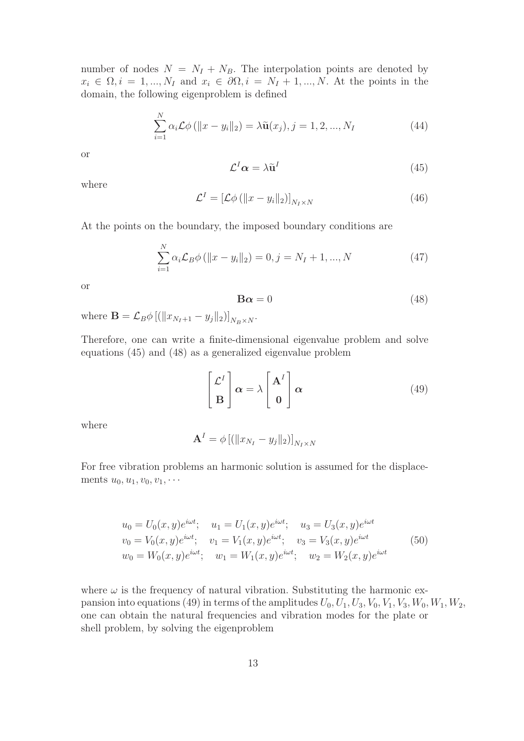number of nodes $N = N_I + N_B$. The interpolation points are denoted by $x_i \in \Omega, i = 1, ..., N_I$ and $x_i \in \partial\Omega, i = N_I + 1, ..., N$. At the points in the domain, the following eigenproblem is defined

$$\sum_{i=1}^{N} \alpha_i \mathcal{L}\phi \left(\|x - y_i\|_2\right) = \lambda \widetilde{\mathbf{u}}(x_j), j = 1, 2, ..., N_I \tag{44}$$

or

$$\mathcal{L}^I \boldsymbol{\alpha} = \lambda \widetilde{\mathbf{u}}^I \tag{45}$$

where

$$\mathcal{L}^I = \left[\mathcal{L}\phi \left(\|x - y_i\|_2\right)\right]_{N_I \times N} \tag{46}$$

At the points on the boundary, the imposed boundary conditions are

$$\sum_{i=1}^{N} \alpha_i \mathcal{L}_B \phi \left(\|x - y_i\|_2\right) = 0, j = N_I + 1, ..., N \tag{47}$$

or

$$\mathbf{B}\boldsymbol{\alpha} = 0 \tag{48}$$

where $\mathbf{B} = \mathcal{L}_B \phi \left[(\|x_{N_I+1} - y_j\|_2)\right]_{N_B \times N}$.

Therefore, one can write a finite-dimensional eigenvalue problem and solve equations (45) and (48) as a generalized eigenvalue problem

$$\begin{bmatrix} \mathcal{L}^I \\ \mathbf{B} \end{bmatrix} \boldsymbol{\alpha} = \lambda \begin{bmatrix} \mathbf{A}^I \\ \mathbf{0} \end{bmatrix} \boldsymbol{\alpha} \tag{49}$$

where

$$\mathbf{A}^I = \phi \left[(\|x_{N_I} - y_j\|_2)\right]_{N_I \times N}$$

For free vibration problems an harmonic solution is assumed for the displacements $u_0, u_1, v_0, v_1, \cdots$

$$\begin{aligned}
u_0 &= U_0(x,y)e^{i\omega t}; \quad u_1 = U_1(x,y)e^{i\omega t}; \quad u_3 = U_3(x,y)e^{i\omega t} \\
v_0 &= V_0(x,y)e^{i\omega t}; \quad v_1 = V_1(x,y)e^{i\omega t}; \quad v_3 = V_3(x,y)e^{i\omega t} \\
w_0 &= W_0(x,y)e^{i\omega t}; \quad w_1 = W_1(x,y)e^{i\omega t}; \quad w_2 = W_2(x,y)e^{i\omega t}
\end{aligned} \tag{50}$$

where $\omega$ is the frequency of natural vibration. Substituting the harmonic expansion into equations (49) in terms of the amplitudes $U_0, U_1, U_3, V_0, V_1, V_3, W_0, W_1, W_2$, one can obtain the natural frequencies and vibration modes for the plate or shell problem, by solving the eigenproblem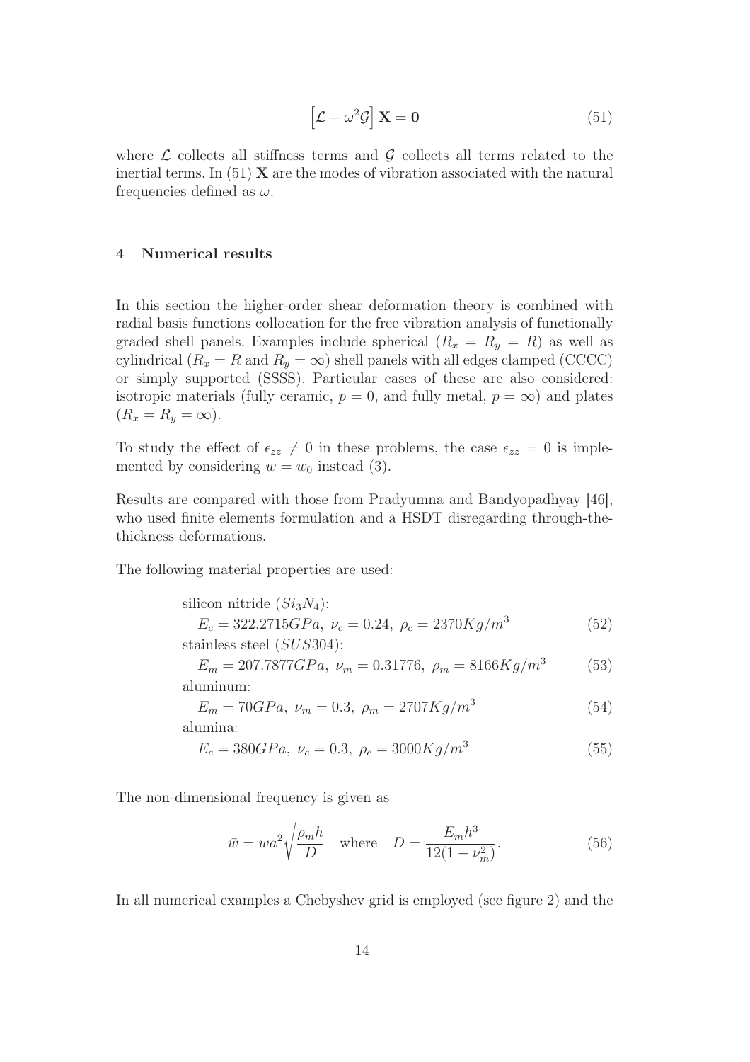$$\left[\mathcal{L} - \omega^2 \mathcal{G}\right] \mathbf{X} = \mathbf{0} \tag{51}$$

where $\mathcal{L}$ collects all stiffness terms and $\mathcal{G}$ collects all terms related to the inertial terms. In (51) $\mathbf{X}$ are the modes of vibration associated with the natural frequencies defined as $\omega$.

## 4 Numerical results

In this section the higher-order shear deformation theory is combined with radial basis functions collocation for the free vibration analysis of functionally graded shell panels. Examples include spherical ($R_x = R_y = R$) as well as cylindrical ($R_x = R$ and $R_y = \infty$) shell panels with all edges clamped (CCCC) or simply supported (SSSS). Particular cases of these are also considered: isotropic materials (fully ceramic, $p = 0$, and fully metal, $p = \infty$) and plates ($R_x = R_y = \infty$).

To study the effect of $\epsilon_{zz} \neq 0$ in these problems, the case $\epsilon_{zz} = 0$ is implemented by considering $w = w_0$ instead (3).

Results are compared with those from Pradyumna and Bandyopadhyay [46], who used finite elements formulation and a HSDT disregarding through-the-thickness deformations.

The following material properties are used:

silicon nitride ($Si_3N_4$):

$$E_c = 322.2715GPa,\ \nu_c = 0.24,\ \rho_c = 2370Kg/m^3 \tag{52}$$

stainless steel ($SUS304$):

$$E_m = 207.7877GPa,\ \nu_m = 0.31776,\ \rho_m = 8166Kg/m^3 \tag{53}$$

aluminum:

$$E_m = 70GPa,\ \nu_m = 0.3,\ \rho_m = 2707Kg/m^3 \tag{54}$$

alumina:

$$E_c = 380GPa,\ \nu_c = 0.3,\ \rho_c = 3000Kg/m^3 \tag{55}$$

The non-dimensional frequency is given as

$$\bar{w} = wa^2\sqrt{\frac{\rho_m h}{D}} \quad \text{where} \quad D = \frac{E_m h^3}{12(1-\nu_m^2)}. \tag{56}$$

In all numerical examples a Chebyshev grid is employed (see figure 2) and the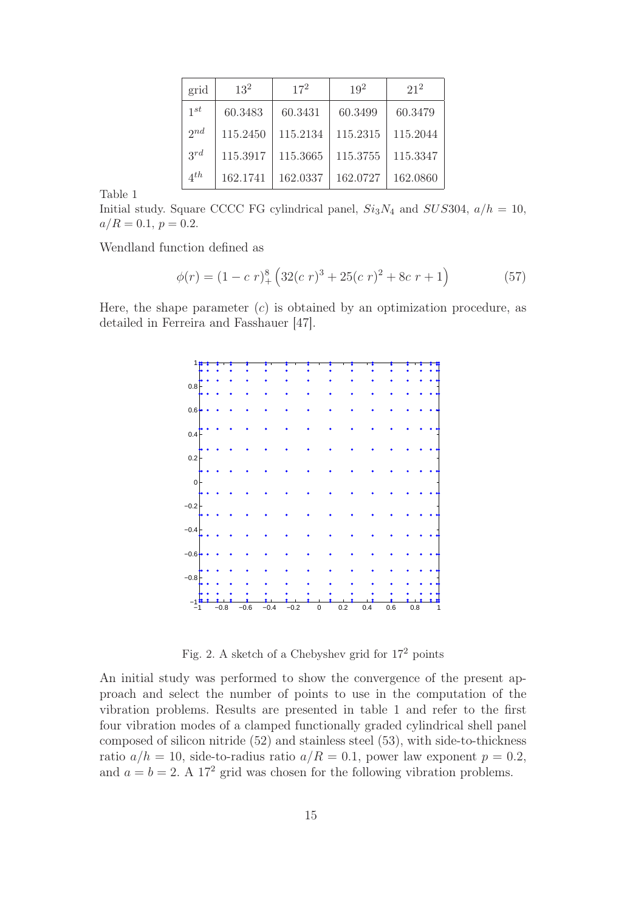| grid | $13^2$ | $17^2$ | $19^2$ | $21^2$ |
|---|---|---|---|---|
| $1^{st}$ | 60.3483 | 60.3431 | 60.3499 | 60.3479 |
| $2^{nd}$ | 115.2450 | 115.2134 | 115.2315 | 115.2044 |
| $3^{rd}$ | 115.3917 | 115.3665 | 115.3755 | 115.3347 |
| $4^{th}$ | 162.1741 | 162.0337 | 162.0727 | 162.0860 |

Table 1
Initial study. Square CCCC FG cylindrical panel, $Si_3N_4$ and $SUS304$, $a/h = 10$, $a/R = 0.1$, $p = 0.2$.

Wendland function defined as

$$\phi(r) = (1 - c\, r)_+^8 \left(32(c\, r)^3 + 25(c\, r)^2 + 8c\, r + 1\right) \tag{57}$$

Here, the shape parameter $(c)$ is obtained by an optimization procedure, as detailed in Ferreira and Fasshauer [47].

Fig. 2. A sketch of a Chebyshev grid for $17^2$ points

An initial study was performed to show the convergence of the present approach and select the number of points to use in the computation of the vibration problems. Results are presented in table 1 and refer to the first four vibration modes of a clamped functionally graded cylindrical shell panel composed of silicon nitride (52) and stainless steel (53), with side-to-thickness ratio $a/h = 10$, side-to-radius ratio $a/R = 0.1$, power law exponent $p = 0.2$, and $a = b = 2$. A $17^2$ grid was chosen for the following vibration problems.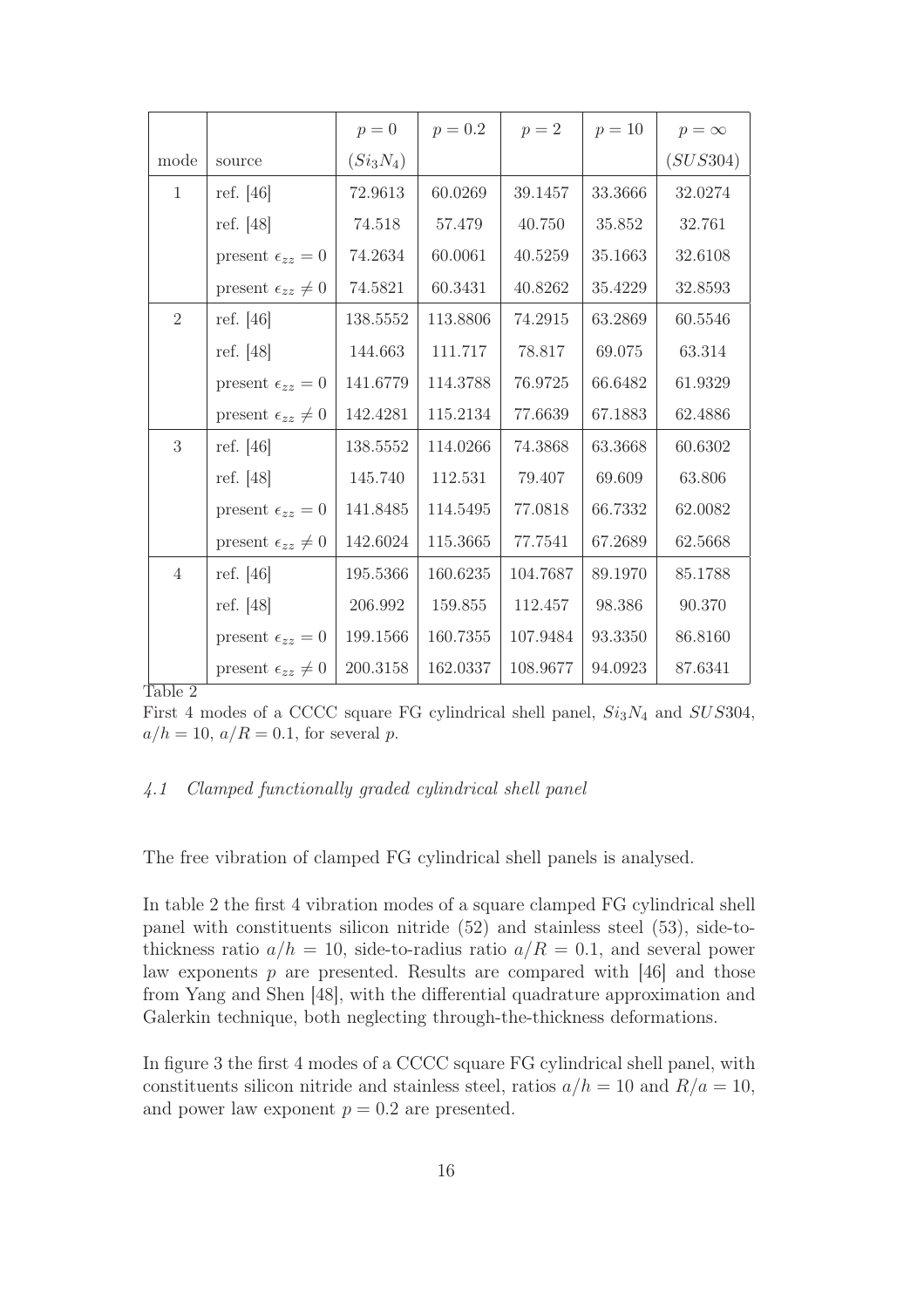| mode | source | $p=0$ ($Si_3N_4$) | $p=0.2$ | $p=2$ | $p=10$ | $p=\infty$ ($SUS304$) |
|---|---|---|---|---|---|---|
| 1 | ref. [46] | 72.9613 | 60.0269 | 39.1457 | 33.3666 | 32.0274 |
| | ref. [48] | 74.518 | 57.479 | 40.750 | 35.852 | 32.761 |
| | present $\epsilon_{zz}=0$ | 74.2634 | 60.0061 | 40.5259 | 35.1663 | 32.6108 |
| | present $\epsilon_{zz}\neq 0$ | 74.5821 | 60.3431 | 40.8262 | 35.4229 | 32.8593 |
| 2 | ref. [46] | 138.5552 | 113.8806 | 74.2915 | 63.2869 | 60.5546 |
| | ref. [48] | 144.663 | 111.717 | 78.817 | 69.075 | 63.314 |
| | present $\epsilon_{zz}=0$ | 141.6779 | 114.3788 | 76.9725 | 66.6482 | 61.9329 |
| | present $\epsilon_{zz}\neq 0$ | 142.4281 | 115.2134 | 77.6639 | 67.1883 | 62.4886 |
| 3 | ref. [46] | 138.5552 | 114.0266 | 74.3868 | 63.3668 | 60.6302 |
| | ref. [48] | 145.740 | 112.531 | 79.407 | 69.609 | 63.806 |
| | present $\epsilon_{zz}=0$ | 141.8485 | 114.5495 | 77.0818 | 66.7332 | 62.0082 |
| | present $\epsilon_{zz}\neq 0$ | 142.6024 | 115.3665 | 77.7541 | 67.2689 | 62.5668 |
| 4 | ref. [46] | 195.5366 | 160.6235 | 104.7687 | 89.1970 | 85.1788 |
| | ref. [48] | 206.992 | 159.855 | 112.457 | 98.386 | 90.370 |
| | present $\epsilon_{zz}=0$ | 199.1566 | 160.7355 | 107.9484 | 93.3350 | 86.8160 |
| | present $\epsilon_{zz}\neq 0$ | 200.3158 | 162.0337 | 108.9677 | 94.0923 | 87.6341 |

Table 2

First 4 modes of a CCCC square FG cylindrical shell panel, $Si_3N_4$ and $SUS304$, $a/h=10$, $a/R=0.1$, for several $p$.

### *4.1 Clamped functionally graded cylindrical shell panel*

The free vibration of clamped FG cylindrical shell panels is analysed.

In table 2 the first 4 vibration modes of a square clamped FG cylindrical shell panel with constituents silicon nitride (52) and stainless steel (53), side-to-thickness ratio $a/h = 10$, side-to-radius ratio $a/R = 0.1$, and several power law exponents $p$ are presented. Results are compared with [46] and those from Yang and Shen [48], with the differential quadrature approximation and Galerkin technique, both neglecting through-the-thickness deformations.

In figure 3 the first 4 modes of a CCCC square FG cylindrical shell panel, with constituents silicon nitride and stainless steel, ratios $a/h = 10$ and $R/a = 10$, and power law exponent $p = 0.2$ are presented.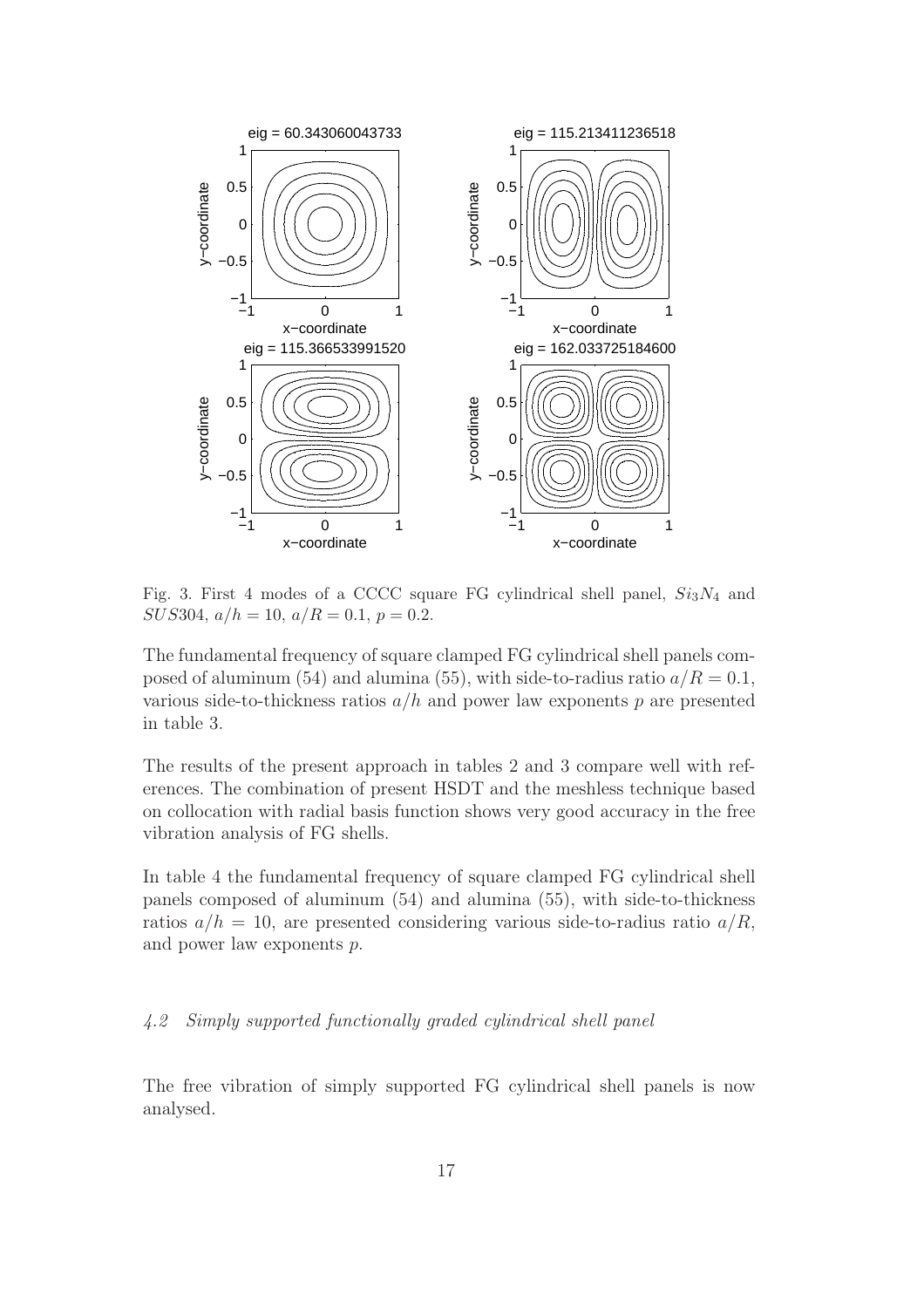Fig. 3. First 4 modes of a CCCC square FG cylindrical shell panel, $Si_3N_4$ and $SUS304$, $a/h = 10$, $a/R = 0.1$, $p = 0.2$.

The fundamental frequency of square clamped FG cylindrical shell panels composed of aluminum (54) and alumina (55), with side-to-radius ratio $a/R = 0.1$, various side-to-thickness ratios $a/h$ and power law exponents $p$ are presented in table 3.

The results of the present approach in tables 2 and 3 compare well with references. The combination of present HSDT and the meshless technique based on collocation with radial basis function shows very good accuracy in the free vibration analysis of FG shells.

In table 4 the fundamental frequency of square clamped FG cylindrical shell panels composed of aluminum (54) and alumina (55), with side-to-thickness ratios $a/h = 10$, are presented considering various side-to-radius ratio $a/R$, and power law exponents $p$.

### *4.2 Simply supported functionally graded cylindrical shell panel*

The free vibration of simply supported FG cylindrical shell panels is now analysed.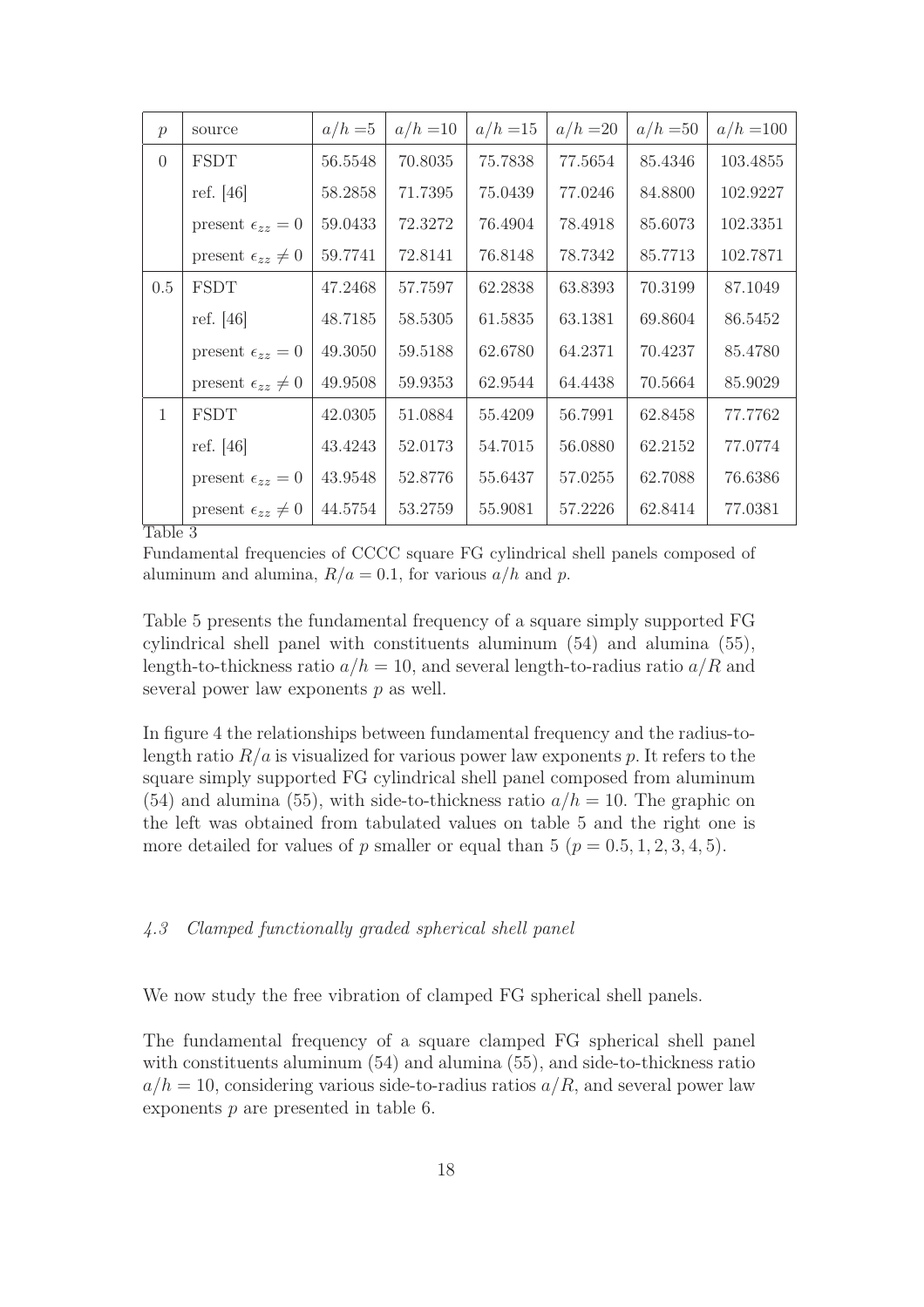| $p$ | source | $a/h=5$ | $a/h=10$ | $a/h=15$ | $a/h=20$ | $a/h=50$ | $a/h=100$ |
|---|---|---|---|---|---|---|---|
| 0 | FSDT | 56.5548 | 70.8035 | 75.7838 | 77.5654 | 85.4346 | 103.4855 |
| | ref. [46] | 58.2858 | 71.7395 | 75.0439 | 77.0246 | 84.8800 | 102.9227 |
| | present $\epsilon_{zz}=0$ | 59.0433 | 72.3272 | 76.4904 | 78.4918 | 85.6073 | 102.3351 |
| | present $\epsilon_{zz}\neq 0$ | 59.7741 | 72.8141 | 76.8148 | 78.7342 | 85.7713 | 102.7871 |
| 0.5 | FSDT | 47.2468 | 57.7597 | 62.2838 | 63.8393 | 70.3199 | 87.1049 |
| | ref. [46] | 48.7185 | 58.5305 | 61.5835 | 63.1381 | 69.8604 | 86.5452 |
| | present $\epsilon_{zz}=0$ | 49.3050 | 59.5188 | 62.6780 | 64.2371 | 70.4237 | 85.4780 |
| | present $\epsilon_{zz}\neq 0$ | 49.9508 | 59.9353 | 62.9544 | 64.4438 | 70.5664 | 85.9029 |
| 1 | FSDT | 42.0305 | 51.0884 | 55.4209 | 56.7991 | 62.8458 | 77.7762 |
| | ref. [46] | 43.4243 | 52.0173 | 54.7015 | 56.0880 | 62.2152 | 77.0774 |
| | present $\epsilon_{zz}=0$ | 43.9548 | 52.8776 | 55.6437 | 57.0255 | 62.7088 | 76.6386 |
| | present $\epsilon_{zz}\neq 0$ | 44.5754 | 53.2759 | 55.9081 | 57.2226 | 62.8414 | 77.0381 |

Table 3

Fundamental frequencies of CCCC square FG cylindrical shell panels composed of aluminum and alumina, $R/a=0.1$, for various $a/h$ and $p$.

Table 5 presents the fundamental frequency of a square simply supported FG cylindrical shell panel with constituents aluminum (54) and alumina (55), length-to-thickness ratio $a/h=10$, and several length-to-radius ratio $a/R$ and several power law exponents $p$ as well.

In figure 4 the relationships between fundamental frequency and the radius-to-length ratio $R/a$ is visualized for various power law exponents $p$. It refers to the square simply supported FG cylindrical shell panel composed from aluminum (54) and alumina (55), with side-to-thickness ratio $a/h=10$. The graphic on the left was obtained from tabulated values on table 5 and the right one is more detailed for values of $p$ smaller or equal than 5 ($p=0.5,1,2,3,4,5$).

### *4.3 Clamped functionally graded spherical shell panel*

We now study the free vibration of clamped FG spherical shell panels.

The fundamental frequency of a square clamped FG spherical shell panel with constituents aluminum (54) and alumina (55), and side-to-thickness ratio $a/h=10$, considering various side-to-radius ratios $a/R$, and several power law exponents $p$ are presented in table 6.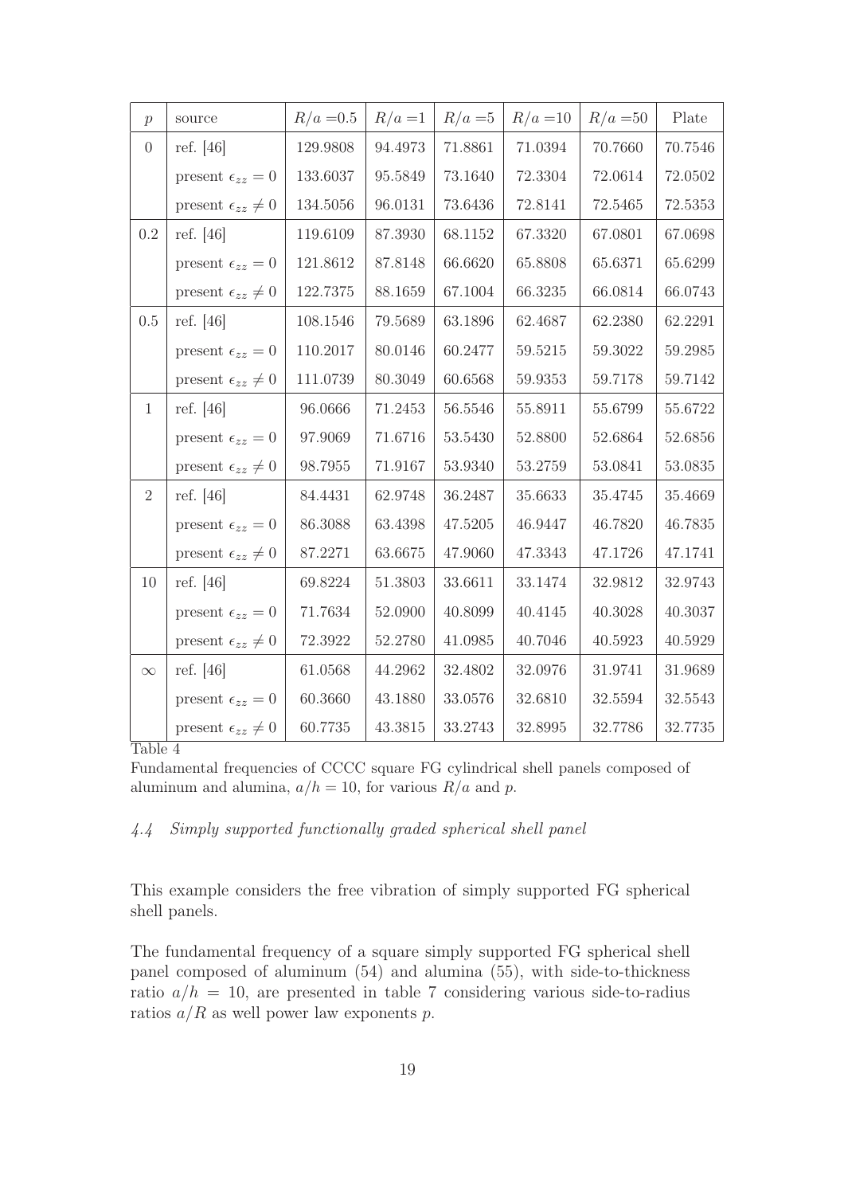| $p$ | source | $R/a$ =0.5 | $R/a$ =1 | $R/a$ =5 | $R/a$ =10 | $R/a$ =50 | Plate |
|---|---|---|---|---|---|---|---|
| 0 | ref. [46] | 129.9808 | 94.4973 | 71.8861 | 71.0394 | 70.7660 | 70.7546 |
| | present $\epsilon_{zz} = 0$ | 133.6037 | 95.5849 | 73.1640 | 72.3304 | 72.0614 | 72.0502 |
| | present $\epsilon_{zz} \neq 0$ | 134.5056 | 96.0131 | 73.6436 | 72.8141 | 72.5465 | 72.5353 |
| 0.2 | ref. [46] | 119.6109 | 87.3930 | 68.1152 | 67.3320 | 67.0801 | 67.0698 |
| | present $\epsilon_{zz} = 0$ | 121.8612 | 87.8148 | 66.6620 | 65.8808 | 65.6371 | 65.6299 |
| | present $\epsilon_{zz} \neq 0$ | 122.7375 | 88.1659 | 67.1004 | 66.3235 | 66.0814 | 66.0743 |
| 0.5 | ref. [46] | 108.1546 | 79.5689 | 63.1896 | 62.4687 | 62.2380 | 62.2291 |
| | present $\epsilon_{zz} = 0$ | 110.2017 | 80.0146 | 60.2477 | 59.5215 | 59.3022 | 59.2985 |
| | present $\epsilon_{zz} \neq 0$ | 111.0739 | 80.3049 | 60.6568 | 59.9353 | 59.7178 | 59.7142 |
| 1 | ref. [46] | 96.0666 | 71.2453 | 56.5546 | 55.8911 | 55.6799 | 55.6722 |
| | present $\epsilon_{zz} = 0$ | 97.9069 | 71.6716 | 53.5430 | 52.8800 | 52.6864 | 52.6856 |
| | present $\epsilon_{zz} \neq 0$ | 98.7955 | 71.9167 | 53.9340 | 53.2759 | 53.0841 | 53.0835 |
| 2 | ref. [46] | 84.4431 | 62.9748 | 36.2487 | 35.6633 | 35.4745 | 35.4669 |
| | present $\epsilon_{zz} = 0$ | 86.3088 | 63.4398 | 47.5205 | 46.9447 | 46.7820 | 46.7835 |
| | present $\epsilon_{zz} \neq 0$ | 87.2271 | 63.6675 | 47.9060 | 47.3343 | 47.1726 | 47.1741 |
| 10 | ref. [46] | 69.8224 | 51.3803 | 33.6611 | 33.1474 | 32.9812 | 32.9743 |
| | present $\epsilon_{zz} = 0$ | 71.7634 | 52.0900 | 40.8099 | 40.4145 | 40.3028 | 40.3037 |
| | present $\epsilon_{zz} \neq 0$ | 72.3922 | 52.2780 | 41.0985 | 40.7046 | 40.5923 | 40.5929 |
| $\infty$ | ref. [46] | 61.0568 | 44.2962 | 32.4802 | 32.0976 | 31.9741 | 31.9689 |
| | present $\epsilon_{zz} = 0$ | 60.3660 | 43.1880 | 33.0576 | 32.6810 | 32.5594 | 32.5543 |
| | present $\epsilon_{zz} \neq 0$ | 60.7735 | 43.3815 | 33.2743 | 32.8995 | 32.7786 | 32.7735 |

Table 4

Fundamental frequencies of CCCC square FG cylindrical shell panels composed of aluminum and alumina, $a/h = 10$, for various $R/a$ and $p$.

### *4.4 Simply supported functionally graded spherical shell panel*

This example considers the free vibration of simply supported FG spherical shell panels.

The fundamental frequency of a square simply supported FG spherical shell panel composed of aluminum (54) and alumina (55), with side-to-thickness ratio $a/h = 10$, are presented in table 7 considering various side-to-radius ratios $a/R$ as well power law exponents $p$.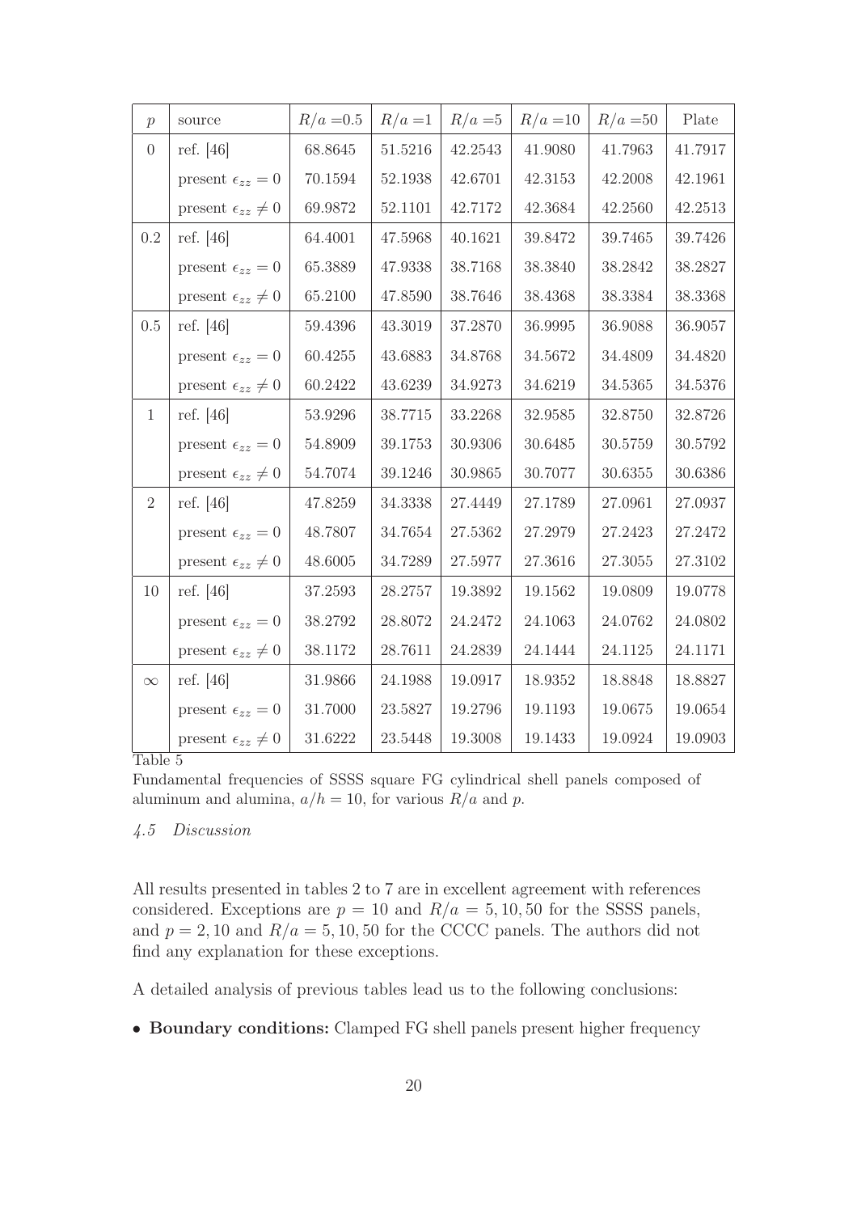| $p$ | source | $R/a$ =0.5 | $R/a$ =1 | $R/a$ =5 | $R/a$ =10 | $R/a$ =50 | Plate |
|---|---|---|---|---|---|---|---|
| 0 | ref. [46] | 68.8645 | 51.5216 | 42.2543 | 41.9080 | 41.7963 | 41.7917 |
| | present $\epsilon_{zz} = 0$ | 70.1594 | 52.1938 | 42.6701 | 42.3153 | 42.2008 | 42.1961 |
| | present $\epsilon_{zz} \neq 0$ | 69.9872 | 52.1101 | 42.7172 | 42.3684 | 42.2560 | 42.2513 |
| 0.2 | ref. [46] | 64.4001 | 47.5968 | 40.1621 | 39.8472 | 39.7465 | 39.7426 |
| | present $\epsilon_{zz} = 0$ | 65.3889 | 47.9338 | 38.7168 | 38.3840 | 38.2842 | 38.2827 |
| | present $\epsilon_{zz} \neq 0$ | 65.2100 | 47.8590 | 38.7646 | 38.4368 | 38.3384 | 38.3368 |
| 0.5 | ref. [46] | 59.4396 | 43.3019 | 37.2870 | 36.9995 | 36.9088 | 36.9057 |
| | present $\epsilon_{zz} = 0$ | 60.4255 | 43.6883 | 34.8768 | 34.5672 | 34.4809 | 34.4820 |
| | present $\epsilon_{zz} \neq 0$ | 60.2422 | 43.6239 | 34.9273 | 34.6219 | 34.5365 | 34.5376 |
| 1 | ref. [46] | 53.9296 | 38.7715 | 33.2268 | 32.9585 | 32.8750 | 32.8726 |
| | present $\epsilon_{zz} = 0$ | 54.8909 | 39.1753 | 30.9306 | 30.6485 | 30.5759 | 30.5792 |
| | present $\epsilon_{zz} \neq 0$ | 54.7074 | 39.1246 | 30.9865 | 30.7077 | 30.6355 | 30.6386 |
| 2 | ref. [46] | 47.8259 | 34.3338 | 27.4449 | 27.1789 | 27.0961 | 27.0937 |
| | present $\epsilon_{zz} = 0$ | 48.7807 | 34.7654 | 27.5362 | 27.2979 | 27.2423 | 27.2472 |
| | present $\epsilon_{zz} \neq 0$ | 48.6005 | 34.7289 | 27.5977 | 27.3616 | 27.3055 | 27.3102 |
| 10 | ref. [46] | 37.2593 | 28.2757 | 19.3892 | 19.1562 | 19.0809 | 19.0778 |
| | present $\epsilon_{zz} = 0$ | 38.2792 | 28.8072 | 24.2472 | 24.1063 | 24.0762 | 24.0802 |
| | present $\epsilon_{zz} \neq 0$ | 38.1172 | 28.7611 | 24.2839 | 24.1444 | 24.1125 | 24.1171 |
| $\infty$ | ref. [46] | 31.9866 | 24.1988 | 19.0917 | 18.9352 | 18.8848 | 18.8827 |
| | present $\epsilon_{zz} = 0$ | 31.7000 | 23.5827 | 19.2796 | 19.1193 | 19.0675 | 19.0654 |
| | present $\epsilon_{zz} \neq 0$ | 31.6222 | 23.5448 | 19.3008 | 19.1433 | 19.0924 | 19.0903 |

Table 5

Fundamental frequencies of SSSS square FG cylindrical shell panels composed of aluminum and alumina, $a/h = 10$, for various $R/a$ and $p$.

### *4.5 Discussion*

All results presented in tables 2 to 7 are in excellent agreement with references considered. Exceptions are $p = 10$ and $R/a = 5, 10, 50$ for the SSSS panels, and $p = 2, 10$ and $R/a = 5, 10, 50$ for the CCCC panels. The authors did not find any explanation for these exceptions.

A detailed analysis of previous tables lead us to the following conclusions:

- **Boundary conditions:** Clamped FG shell panels present higher frequency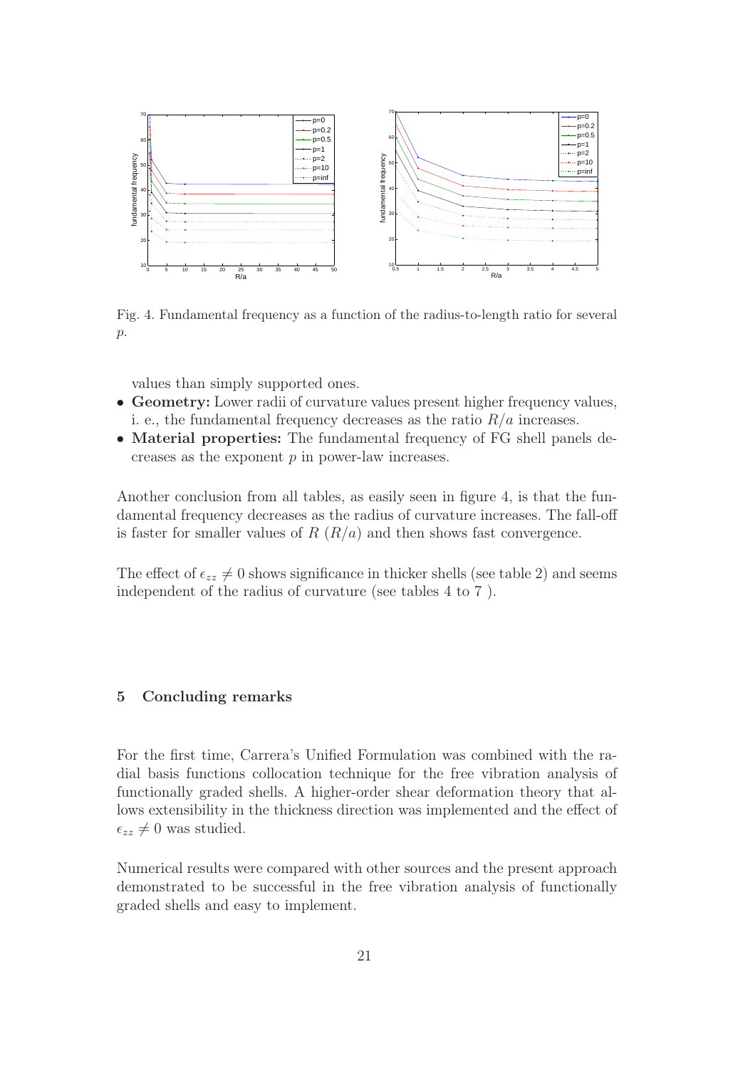Fig. 4. Fundamental frequency as a function of the radius-to-length ratio for several $p$.

values than simply supported ones.

- **Geometry:** Lower radii of curvature values present higher frequency values, i. e., the fundamental frequency decreases as the ratio $R/a$ increases.
- **Material properties:** The fundamental frequency of FG shell panels decreases as the exponent $p$ in power-law increases.

Another conclusion from all tables, as easily seen in figure 4, is that the fundamental frequency decreases as the radius of curvature increases. The fall-off is faster for smaller values of $R$ ($R/a$) and then shows fast convergence.

The effect of $\epsilon_{zz} \neq 0$ shows significance in thicker shells (see table 2) and seems independent of the radius of curvature (see tables 4 to 7 ).

## 5 Concluding remarks

For the first time, Carrera's Unified Formulation was combined with the radial basis functions collocation technique for the free vibration analysis of functionally graded shells. A higher-order shear deformation theory that allows extensibility in the thickness direction was implemented and the effect of $\epsilon_{zz} \neq 0$ was studied.

Numerical results were compared with other sources and the present approach demonstrated to be successful in the free vibration analysis of functionally graded shells and easy to implement.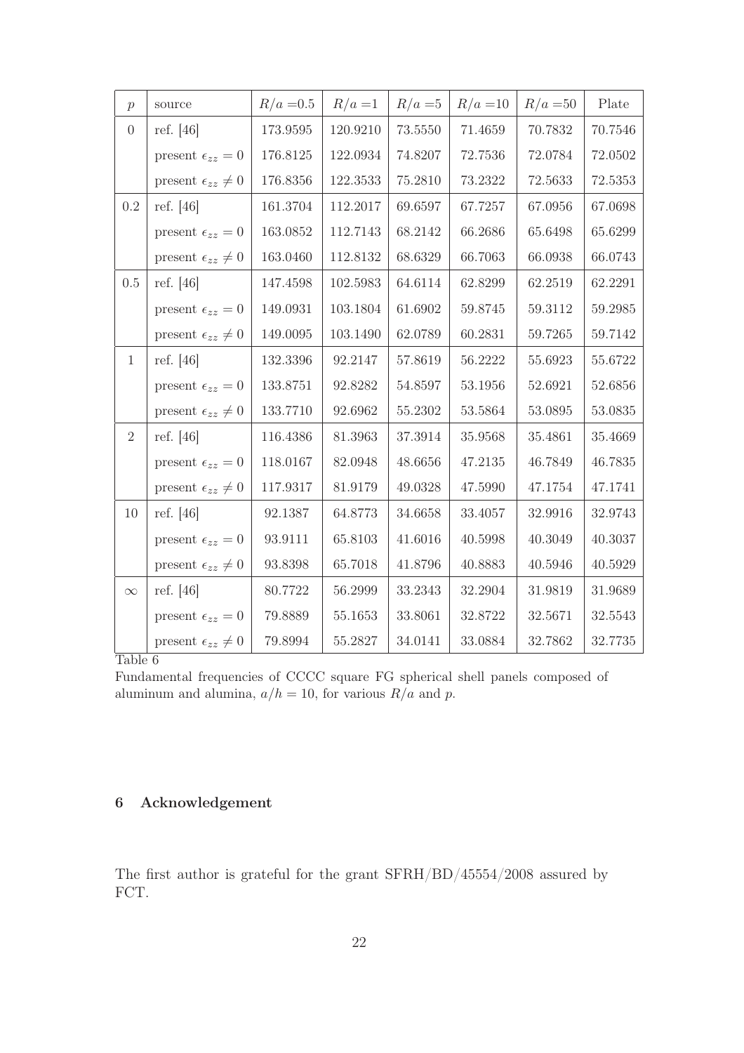| $p$ | source | $R/a=0.5$ | $R/a=1$ | $R/a=5$ | $R/a=10$ | $R/a=50$ | Plate |
|---|---|---|---|---|---|---|---|
| 0 | ref. [46] | 173.9595 | 120.9210 | 73.5550 | 71.4659 | 70.7832 | 70.7546 |
| | present $\epsilon_{zz}=0$ | 176.8125 | 122.0934 | 74.8207 | 72.7536 | 72.0784 | 72.0502 |
| | present $\epsilon_{zz}\neq 0$ | 176.8356 | 122.3533 | 75.2810 | 73.2322 | 72.5633 | 72.5353 |
| 0.2 | ref. [46] | 161.3704 | 112.2017 | 69.6597 | 67.7257 | 67.0956 | 67.0698 |
| | present $\epsilon_{zz}=0$ | 163.0852 | 112.7143 | 68.2142 | 66.2686 | 65.6498 | 65.6299 |
| | present $\epsilon_{zz}\neq 0$ | 163.0460 | 112.8132 | 68.6329 | 66.7063 | 66.0938 | 66.0743 |
| 0.5 | ref. [46] | 147.4598 | 102.5983 | 64.6114 | 62.8299 | 62.2519 | 62.2291 |
| | present $\epsilon_{zz}=0$ | 149.0931 | 103.1804 | 61.6902 | 59.8745 | 59.3112 | 59.2985 |
| | present $\epsilon_{zz}\neq 0$ | 149.0095 | 103.1490 | 62.0789 | 60.2831 | 59.7265 | 59.7142 |
| 1 | ref. [46] | 132.3396 | 92.2147 | 57.8619 | 56.2222 | 55.6923 | 55.6722 |
| | present $\epsilon_{zz}=0$ | 133.8751 | 92.8282 | 54.8597 | 53.1956 | 52.6921 | 52.6856 |
| | present $\epsilon_{zz}\neq 0$ | 133.7710 | 92.6962 | 55.2302 | 53.5864 | 53.0895 | 53.0835 |
| 2 | ref. [46] | 116.4386 | 81.3963 | 37.3914 | 35.9568 | 35.4861 | 35.4669 |
| | present $\epsilon_{zz}=0$ | 118.0167 | 82.0948 | 48.6656 | 47.2135 | 46.7849 | 46.7835 |
| | present $\epsilon_{zz}\neq 0$ | 117.9317 | 81.9179 | 49.0328 | 47.5990 | 47.1754 | 47.1741 |
| 10 | ref. [46] | 92.1387 | 64.8773 | 34.6658 | 33.4057 | 32.9916 | 32.9743 |
| | present $\epsilon_{zz}=0$ | 93.9111 | 65.8103 | 41.6016 | 40.5998 | 40.3049 | 40.3037 |
| | present $\epsilon_{zz}\neq 0$ | 93.8398 | 65.7018 | 41.8796 | 40.8883 | 40.5946 | 40.5929 |
| $\infty$ | ref. [46] | 80.7722 | 56.2999 | 33.2343 | 32.2904 | 31.9819 | 31.9689 |
| | present $\epsilon_{zz}=0$ | 79.8889 | 55.1653 | 33.8061 | 32.8722 | 32.5671 | 32.5543 |
| | present $\epsilon_{zz}\neq 0$ | 79.8994 | 55.2827 | 34.0141 | 33.0884 | 32.7862 | 32.7735 |

Table 6

Fundamental frequencies of CCCC square FG spherical shell panels composed of aluminum and alumina, $a/h = 10$, for various $R/a$ and $p$.

## 6 Acknowledgement

The first author is grateful for the grant SFRH/BD/45554/2008 assured by FCT.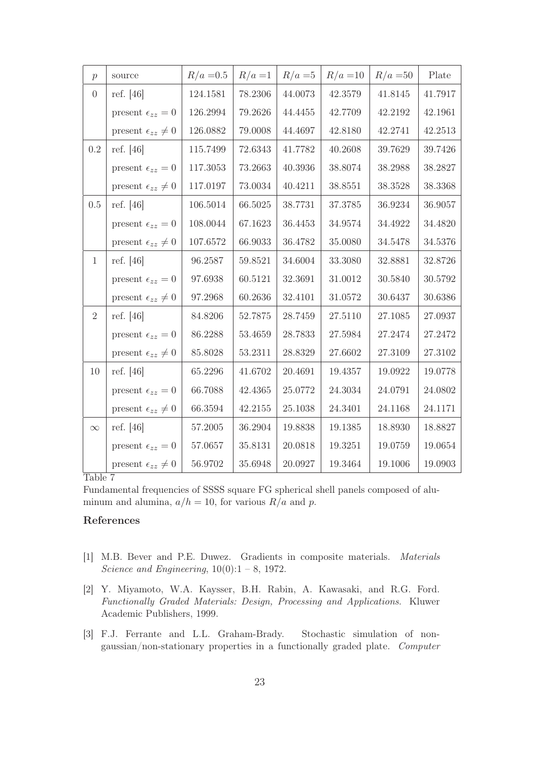| $p$ | source | $R/a$ =0.5 | $R/a$ =1 | $R/a$ =5 | $R/a$ =10 | $R/a$ =50 | Plate |
|---|---|---|---|---|---|---|---|
| 0 | ref. [46] | 124.1581 | 78.2306 | 44.0073 | 42.3579 | 41.8145 | 41.7917 |
| | present $\epsilon_{zz} = 0$ | 126.2994 | 79.2626 | 44.4455 | 42.7709 | 42.2192 | 42.1961 |
| | present $\epsilon_{zz} \neq 0$ | 126.0882 | 79.0008 | 44.4697 | 42.8180 | 42.2741 | 42.2513 |
| 0.2 | ref. [46] | 115.7499 | 72.6343 | 41.7782 | 40.2608 | 39.7629 | 39.7426 |
| | present $\epsilon_{zz} = 0$ | 117.3053 | 73.2663 | 40.3936 | 38.8074 | 38.2988 | 38.2827 |
| | present $\epsilon_{zz} \neq 0$ | 117.0197 | 73.0034 | 40.4211 | 38.8551 | 38.3528 | 38.3368 |
| 0.5 | ref. [46] | 106.5014 | 66.5025 | 38.7731 | 37.3785 | 36.9234 | 36.9057 |
| | present $\epsilon_{zz} = 0$ | 108.0044 | 67.1623 | 36.4453 | 34.9574 | 34.4922 | 34.4820 |
| | present $\epsilon_{zz} \neq 0$ | 107.6572 | 66.9033 | 36.4782 | 35.0080 | 34.5478 | 34.5376 |
| 1 | ref. [46] | 96.2587 | 59.8521 | 34.6004 | 33.3080 | 32.8881 | 32.8726 |
| | present $\epsilon_{zz} = 0$ | 97.6938 | 60.5121 | 32.3691 | 31.0012 | 30.5840 | 30.5792 |
| | present $\epsilon_{zz} \neq 0$ | 97.2968 | 60.2636 | 32.4101 | 31.0572 | 30.6437 | 30.6386 |
| 2 | ref. [46] | 84.8206 | 52.7875 | 28.7459 | 27.5110 | 27.1085 | 27.0937 |
| | present $\epsilon_{zz} = 0$ | 86.2288 | 53.4659 | 28.7833 | 27.5984 | 27.2474 | 27.2472 |
| | present $\epsilon_{zz} \neq 0$ | 85.8028 | 53.2311 | 28.8329 | 27.6602 | 27.3109 | 27.3102 |
| 10 | ref. [46] | 65.2296 | 41.6702 | 20.4691 | 19.4357 | 19.0922 | 19.0778 |
| | present $\epsilon_{zz} = 0$ | 66.7088 | 42.4365 | 25.0772 | 24.3034 | 24.0791 | 24.0802 |
| | present $\epsilon_{zz} \neq 0$ | 66.3594 | 42.2155 | 25.1038 | 24.3401 | 24.1168 | 24.1171 |
| $\infty$ | ref. [46] | 57.2005 | 36.2904 | 19.8838 | 19.1385 | 18.8930 | 18.8827 |
| | present $\epsilon_{zz} = 0$ | 57.0657 | 35.8131 | 20.0818 | 19.3251 | 19.0759 | 19.0654 |
| | present $\epsilon_{zz} \neq 0$ | 56.9702 | 35.6948 | 20.0927 | 19.3464 | 19.1006 | 19.0903 |

Table 7

Fundamental frequencies of SSSS square FG spherical shell panels composed of aluminum and alumina, $a/h = 10$, for various $R/a$ and $p$.

## References

[1] M.B. Bever and P.E. Duwez. Gradients in composite materials. *Materials Science and Engineering*, 10(0):1 – 8, 1972.

[2] Y. Miyamoto, W.A. Kaysser, B.H. Rabin, A. Kawasaki, and R.G. Ford. *Functionally Graded Materials: Design, Processing and Applications*. Kluwer Academic Publishers, 1999.

[3] F.J. Ferrante and L.L. Graham-Brady. Stochastic simulation of non-gaussian/non-stationary properties in a functionally graded plate. *Computer*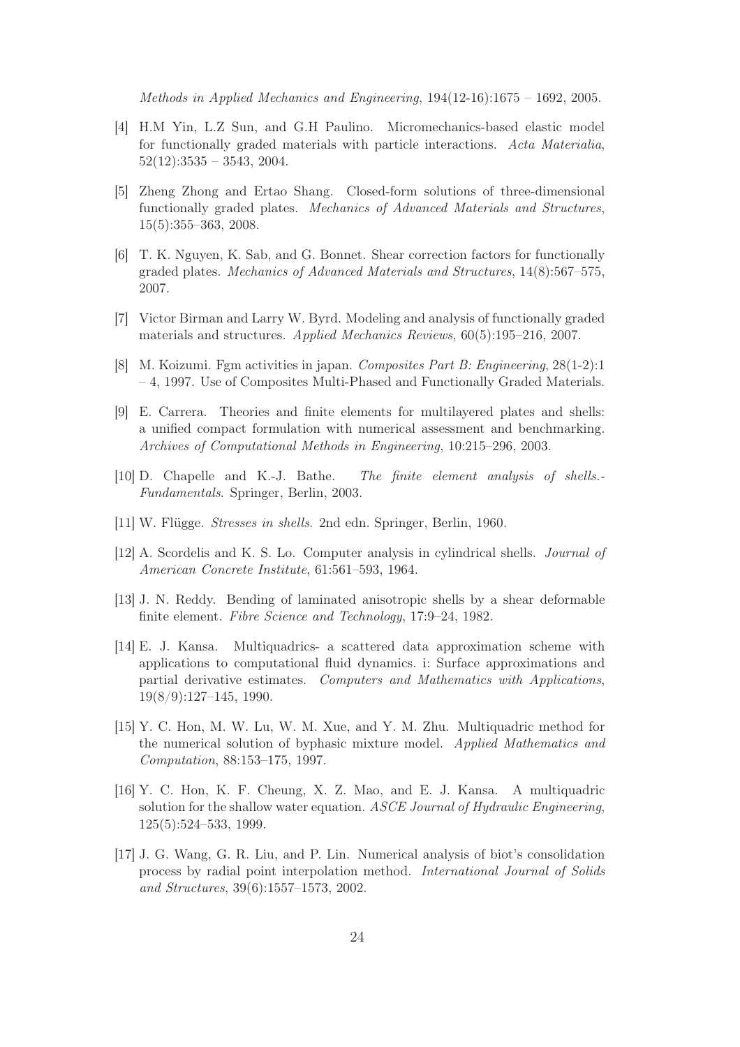*Methods in Applied Mechanics and Engineering*, 194(12-16):1675 – 1692, 2005.

[4] H.M Yin, L.Z Sun, and G.H Paulino. Micromechanics-based elastic model for functionally graded materials with particle interactions. *Acta Materialia*, 52(12):3535 – 3543, 2004.

[5] Zheng Zhong and Ertao Shang. Closed-form solutions of three-dimensional functionally graded plates. *Mechanics of Advanced Materials and Structures*, 15(5):355–363, 2008.

[6] T. K. Nguyen, K. Sab, and G. Bonnet. Shear correction factors for functionally graded plates. *Mechanics of Advanced Materials and Structures*, 14(8):567–575, 2007.

[7] Victor Birman and Larry W. Byrd. Modeling and analysis of functionally graded materials and structures. *Applied Mechanics Reviews*, 60(5):195–216, 2007.

[8] M. Koizumi. Fgm activities in japan. *Composites Part B: Engineering*, 28(1-2):1 – 4, 1997. Use of Composites Multi-Phased and Functionally Graded Materials.

[9] E. Carrera. Theories and finite elements for multilayered plates and shells: a unified compact formulation with numerical assessment and benchmarking. *Archives of Computational Methods in Engineering*, 10:215–296, 2003.

[10] D. Chapelle and K.-J. Bathe. *The finite element analysis of shells.- Fundamentals*. Springer, Berlin, 2003.

[11] W. Flügge. *Stresses in shells*. 2nd edn. Springer, Berlin, 1960.

[12] A. Scordelis and K. S. Lo. Computer analysis in cylindrical shells. *Journal of American Concrete Institute*, 61:561–593, 1964.

[13] J. N. Reddy. Bending of laminated anisotropic shells by a shear deformable finite element. *Fibre Science and Technology*, 17:9–24, 1982.

[14] E. J. Kansa. Multiquadrics- a scattered data approximation scheme with applications to computational fluid dynamics. i: Surface approximations and partial derivative estimates. *Computers and Mathematics with Applications*, 19(8/9):127–145, 1990.

[15] Y. C. Hon, M. W. Lu, W. M. Xue, and Y. M. Zhu. Multiquadric method for the numerical solution of byphasic mixture model. *Applied Mathematics and Computation*, 88:153–175, 1997.

[16] Y. C. Hon, K. F. Cheung, X. Z. Mao, and E. J. Kansa. A multiquadric solution for the shallow water equation. *ASCE Journal of Hydraulic Engineering*, 125(5):524–533, 1999.

[17] J. G. Wang, G. R. Liu, and P. Lin. Numerical analysis of biot's consolidation process by radial point interpolation method. *International Journal of Solids and Structures*, 39(6):1557–1573, 2002.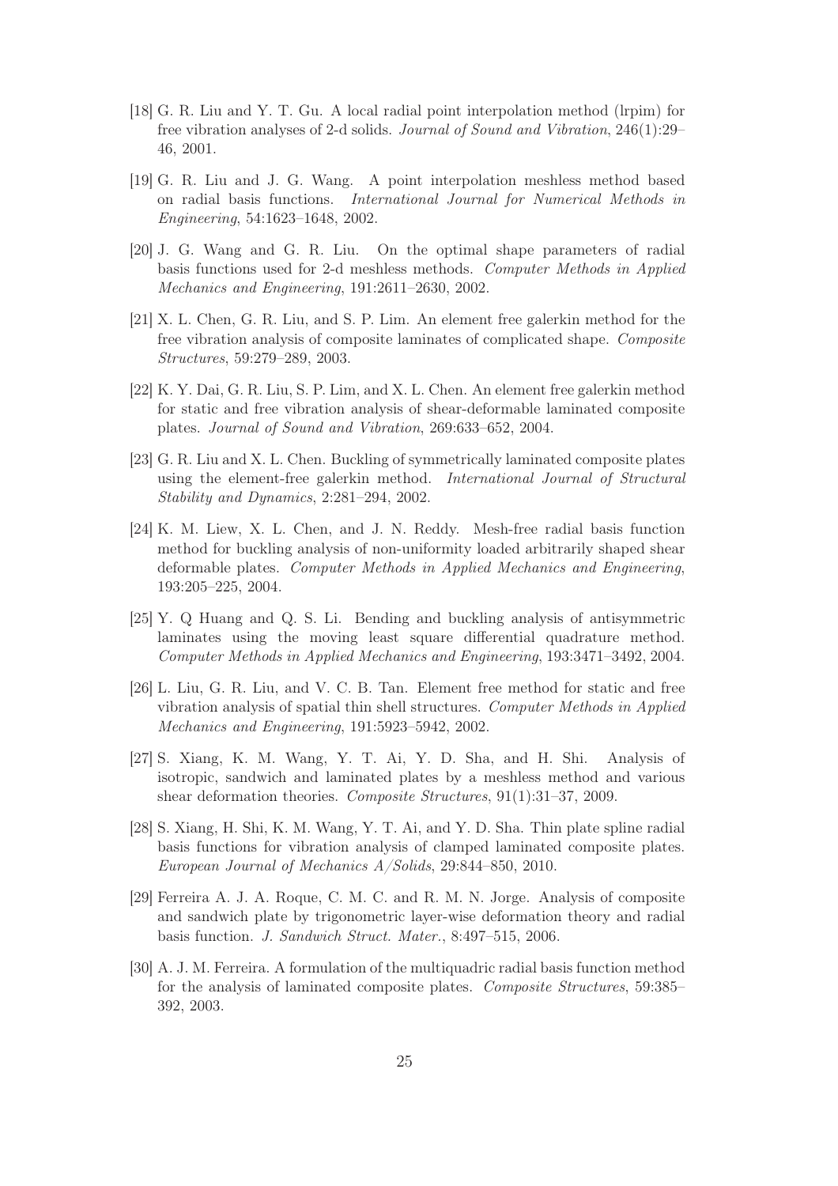[18] G. R. Liu and Y. T. Gu. A local radial point interpolation method (lrpim) for free vibration analyses of 2-d solids. *Journal of Sound and Vibration*, 246(1):29–46, 2001.

[19] G. R. Liu and J. G. Wang. A point interpolation meshless method based on radial basis functions. *International Journal for Numerical Methods in Engineering*, 54:1623–1648, 2002.

[20] J. G. Wang and G. R. Liu. On the optimal shape parameters of radial basis functions used for 2-d meshless methods. *Computer Methods in Applied Mechanics and Engineering*, 191:2611–2630, 2002.

[21] X. L. Chen, G. R. Liu, and S. P. Lim. An element free galerkin method for the free vibration analysis of composite laminates of complicated shape. *Composite Structures*, 59:279–289, 2003.

[22] K. Y. Dai, G. R. Liu, S. P. Lim, and X. L. Chen. An element free galerkin method for static and free vibration analysis of shear-deformable laminated composite plates. *Journal of Sound and Vibration*, 269:633–652, 2004.

[23] G. R. Liu and X. L. Chen. Buckling of symmetrically laminated composite plates using the element-free galerkin method. *International Journal of Structural Stability and Dynamics*, 2:281–294, 2002.

[24] K. M. Liew, X. L. Chen, and J. N. Reddy. Mesh-free radial basis function method for buckling analysis of non-uniformity loaded arbitrarily shaped shear deformable plates. *Computer Methods in Applied Mechanics and Engineering*, 193:205–225, 2004.

[25] Y. Q Huang and Q. S. Li. Bending and buckling analysis of antisymmetric laminates using the moving least square differential quadrature method. *Computer Methods in Applied Mechanics and Engineering*, 193:3471–3492, 2004.

[26] L. Liu, G. R. Liu, and V. C. B. Tan. Element free method for static and free vibration analysis of spatial thin shell structures. *Computer Methods in Applied Mechanics and Engineering*, 191:5923–5942, 2002.

[27] S. Xiang, K. M. Wang, Y. T. Ai, Y. D. Sha, and H. Shi. Analysis of isotropic, sandwich and laminated plates by a meshless method and various shear deformation theories. *Composite Structures*, 91(1):31–37, 2009.

[28] S. Xiang, H. Shi, K. M. Wang, Y. T. Ai, and Y. D. Sha. Thin plate spline radial basis functions for vibration analysis of clamped laminated composite plates. *European Journal of Mechanics A/Solids*, 29:844–850, 2010.

[29] Ferreira A. J. A. Roque, C. M. C. and R. M. N. Jorge. Analysis of composite and sandwich plate by trigonometric layer-wise deformation theory and radial basis function. *J. Sandwich Struct. Mater.*, 8:497–515, 2006.

[30] A. J. M. Ferreira. A formulation of the multiquadric radial basis function method for the analysis of laminated composite plates. *Composite Structures*, 59:385–392, 2003.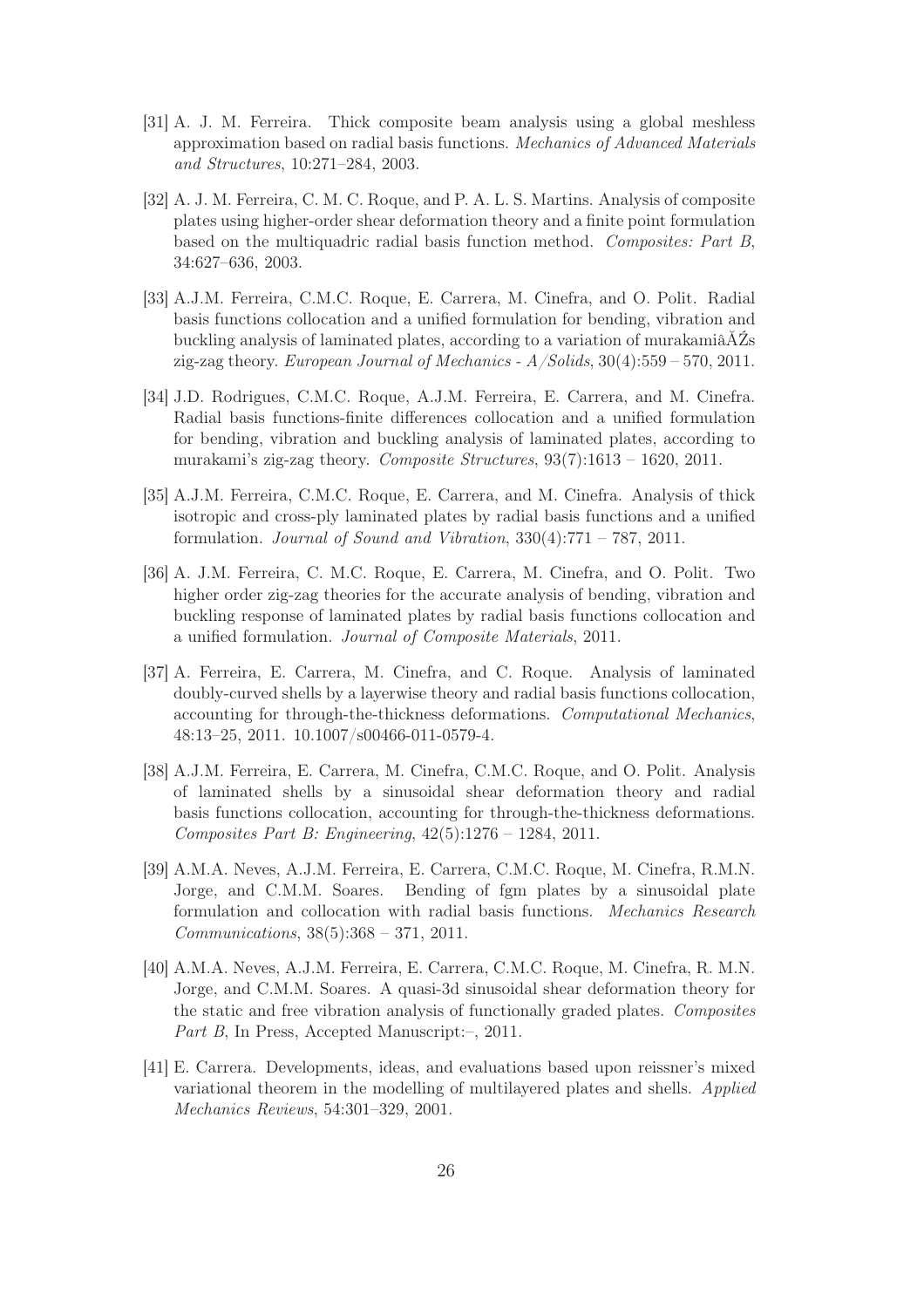[31] A. J. M. Ferreira. Thick composite beam analysis using a global meshless approximation based on radial basis functions. *Mechanics of Advanced Materials and Structures*, 10:271–284, 2003.

[32] A. J. M. Ferreira, C. M. C. Roque, and P. A. L. S. Martins. Analysis of composite plates using higher-order shear deformation theory and a finite point formulation based on the multiquadric radial basis function method. *Composites: Part B*, 34:627–636, 2003.

[33] A.J.M. Ferreira, C.M.C. Roque, E. Carrera, M. Cinefra, and O. Polit. Radial basis functions collocation and a unified formulation for bending, vibration and buckling analysis of laminated plates, according to a variation of murakamiâĂŹs zig-zag theory. *European Journal of Mechanics - A/Solids*, 30(4):559 – 570, 2011.

[34] J.D. Rodrigues, C.M.C. Roque, A.J.M. Ferreira, E. Carrera, and M. Cinefra. Radial basis functions-finite differences collocation and a unified formulation for bending, vibration and buckling analysis of laminated plates, according to murakami's zig-zag theory. *Composite Structures*, 93(7):1613 – 1620, 2011.

[35] A.J.M. Ferreira, C.M.C. Roque, E. Carrera, and M. Cinefra. Analysis of thick isotropic and cross-ply laminated plates by radial basis functions and a unified formulation. *Journal of Sound and Vibration*, 330(4):771 – 787, 2011.

[36] A. J.M. Ferreira, C. M.C. Roque, E. Carrera, M. Cinefra, and O. Polit. Two higher order zig-zag theories for the accurate analysis of bending, vibration and buckling response of laminated plates by radial basis functions collocation and a unified formulation. *Journal of Composite Materials*, 2011.

[37] A. Ferreira, E. Carrera, M. Cinefra, and C. Roque. Analysis of laminated doubly-curved shells by a layerwise theory and radial basis functions collocation, accounting for through-the-thickness deformations. *Computational Mechanics*, 48:13–25, 2011. 10.1007/s00466-011-0579-4.

[38] A.J.M. Ferreira, E. Carrera, M. Cinefra, C.M.C. Roque, and O. Polit. Analysis of laminated shells by a sinusoidal shear deformation theory and radial basis functions collocation, accounting for through-the-thickness deformations. *Composites Part B: Engineering*, 42(5):1276 – 1284, 2011.

[39] A.M.A. Neves, A.J.M. Ferreira, E. Carrera, C.M.C. Roque, M. Cinefra, R.M.N. Jorge, and C.M.M. Soares. Bending of fgm plates by a sinusoidal plate formulation and collocation with radial basis functions. *Mechanics Research Communications*, 38(5):368 – 371, 2011.

[40] A.M.A. Neves, A.J.M. Ferreira, E. Carrera, C.M.C. Roque, M. Cinefra, R. M.N. Jorge, and C.M.M. Soares. A quasi-3d sinusoidal shear deformation theory for the static and free vibration analysis of functionally graded plates. *Composites Part B*, In Press, Accepted Manuscript:–, 2011.

[41] E. Carrera. Developments, ideas, and evaluations based upon reissner's mixed variational theorem in the modelling of multilayered plates and shells. *Applied Mechanics Reviews*, 54:301–329, 2001.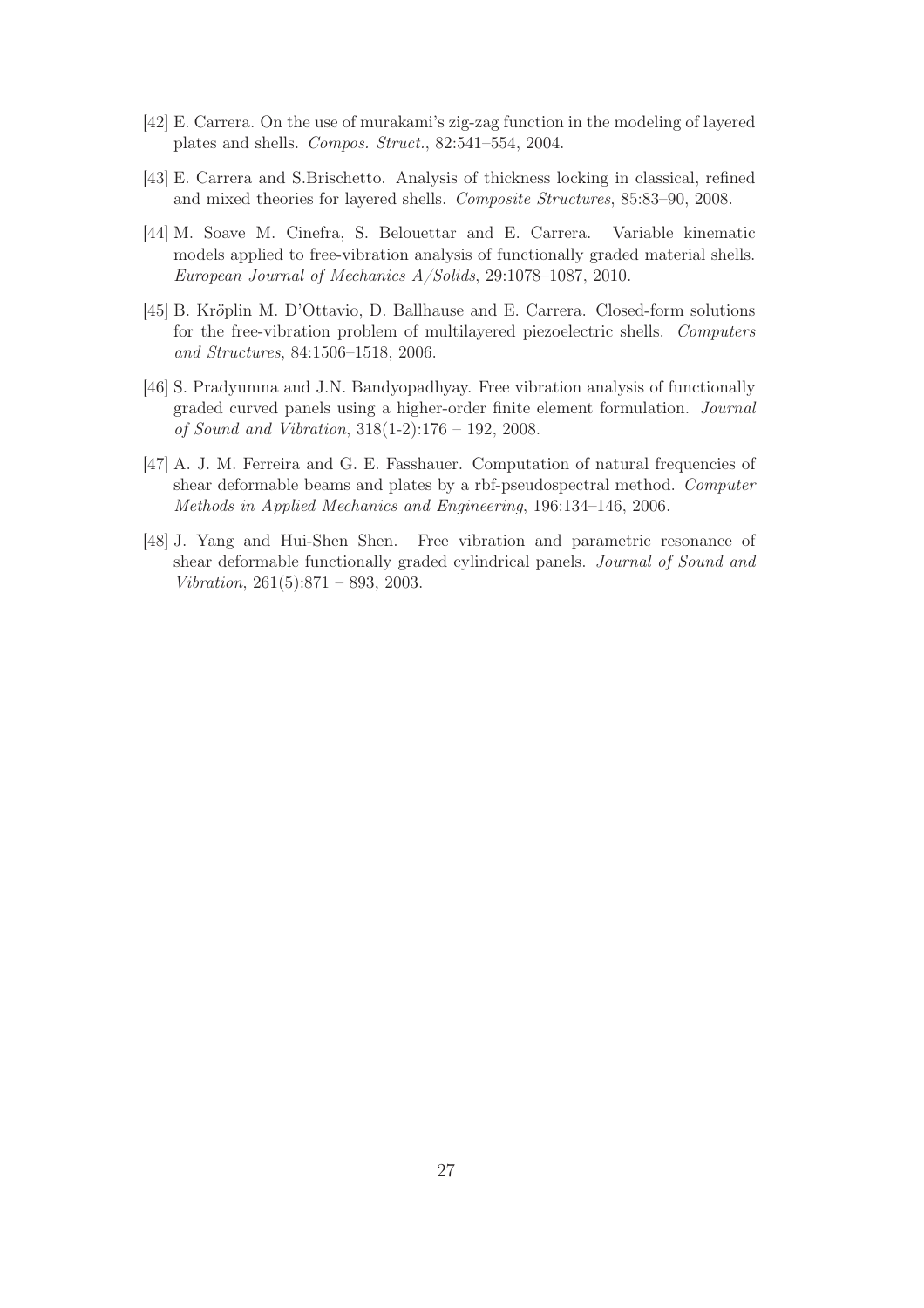[42] E. Carrera. On the use of murakami's zig-zag function in the modeling of layered plates and shells. *Compos. Struct.*, 82:541–554, 2004.

[43] E. Carrera and S.Brischetto. Analysis of thickness locking in classical, refined and mixed theories for layered shells. *Composite Structures*, 85:83–90, 2008.

[44] M. Soave M. Cinefra, S. Belouettar and E. Carrera. Variable kinematic models applied to free-vibration analysis of functionally graded material shells. *European Journal of Mechanics A/Solids*, 29:1078–1087, 2010.

[45] B. Kröplin M. D'Ottavio, D. Ballhause and E. Carrera. Closed-form solutions for the free-vibration problem of multilayered piezoelectric shells. *Computers and Structures*, 84:1506–1518, 2006.

[46] S. Pradyumna and J.N. Bandyopadhyay. Free vibration analysis of functionally graded curved panels using a higher-order finite element formulation. *Journal of Sound and Vibration*, 318(1-2):176 – 192, 2008.

[47] A. J. M. Ferreira and G. E. Fasshauer. Computation of natural frequencies of shear deformable beams and plates by a rbf-pseudospectral method. *Computer Methods in Applied Mechanics and Engineering*, 196:134–146, 2006.

[48] J. Yang and Hui-Shen Shen. Free vibration and parametric resonance of shear deformable functionally graded cylindrical panels. *Journal of Sound and Vibration*, 261(5):871 – 893, 2003.